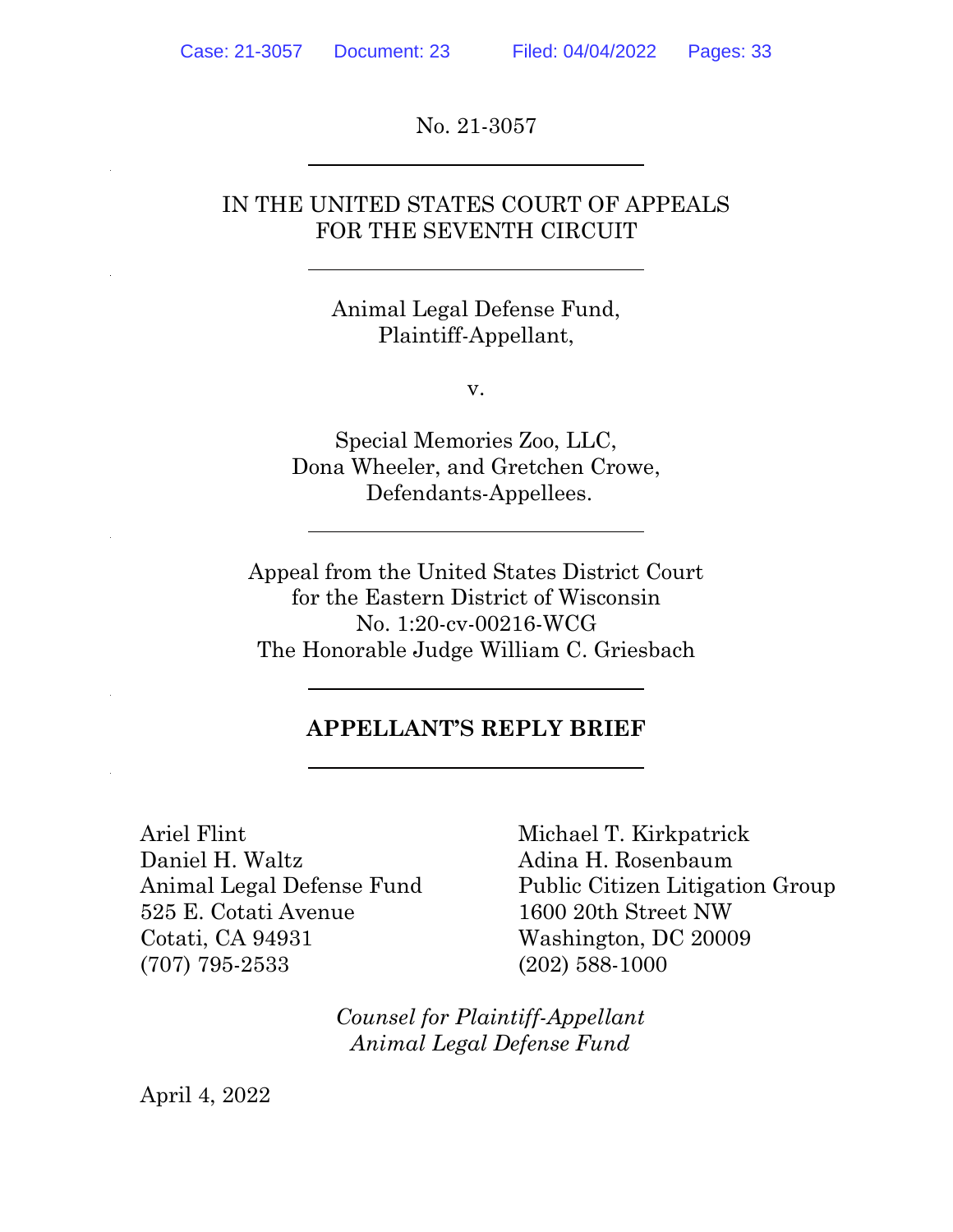No. 21-3057

---

IN THE UNITED STATES COURT OF APPEALS
FOR THE SEVENTH CIRCUIT

---

Animal Legal Defense Fund,
Plaintiff-Appellant,

v.

Special Memories Zoo, LLC,
Dona Wheeler, and Gretchen Crowe,
Defendants-Appellees.

---

Appeal from the United States District Court
for the Eastern District of Wisconsin
No. 1:20-cv-00216-WCG
The Honorable Judge William C. Griesbach

---

**APPELLANT'S REPLY BRIEF**

---

Ariel Flint
Daniel H. Waltz
Animal Legal Defense Fund
525 E. Cotati Avenue
Cotati, CA 94931
(707) 795-2533

Michael T. Kirkpatrick
Adina H. Rosenbaum
Public Citizen Litigation Group
1600 20th Street NW
Washington, DC 20009
(202) 588-1000

*Counsel for Plaintiff-Appellant*
*Animal Legal Defense Fund*

April 4, 2022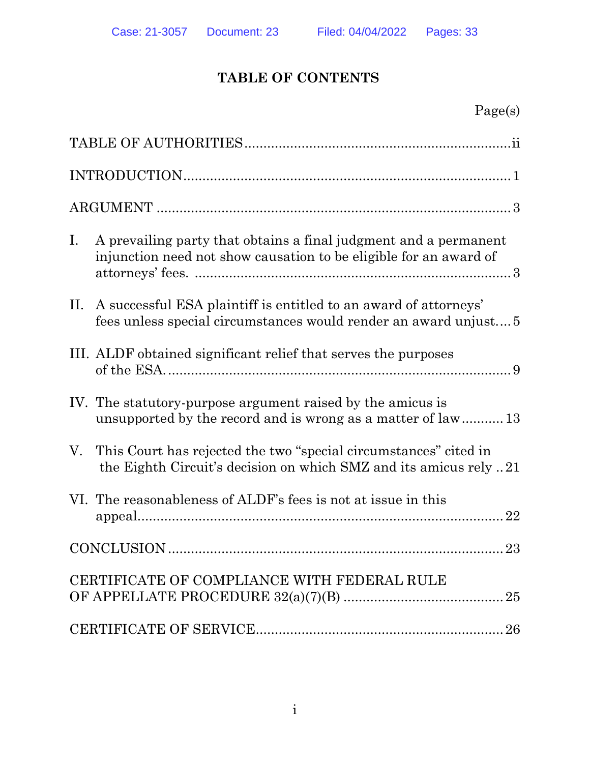# TABLE OF CONTENTS

| | Page(s) |
|---|---|
| TABLE OF AUTHORITIES | ii |
| INTRODUCTION | 1 |
| ARGUMENT | 3 |
| I. A prevailing party that obtains a final judgment and a permanent injunction need not show causation to be eligible for an award of attorneys' fees. | 3 |
| II. A successful ESA plaintiff is entitled to an award of attorneys' fees unless special circumstances would render an award unjust | 5 |
| III. ALDF obtained significant relief that serves the purposes of the ESA. | 9 |
| IV. The statutory-purpose argument raised by the amicus is unsupported by the record and is wrong as a matter of law | 13 |
| V. This Court has rejected the two "special circumstances" cited in the Eighth Circuit's decision on which SMZ and its amicus rely | 21 |
| VI. The reasonableness of ALDF's fees is not at issue in this appeal | 22 |
| CONCLUSION | 23 |
| CERTIFICATE OF COMPLIANCE WITH FEDERAL RULE OF APPELLATE PROCEDURE 32(a)(7)(B) | 25 |
| CERTIFICATE OF SERVICE | 26 |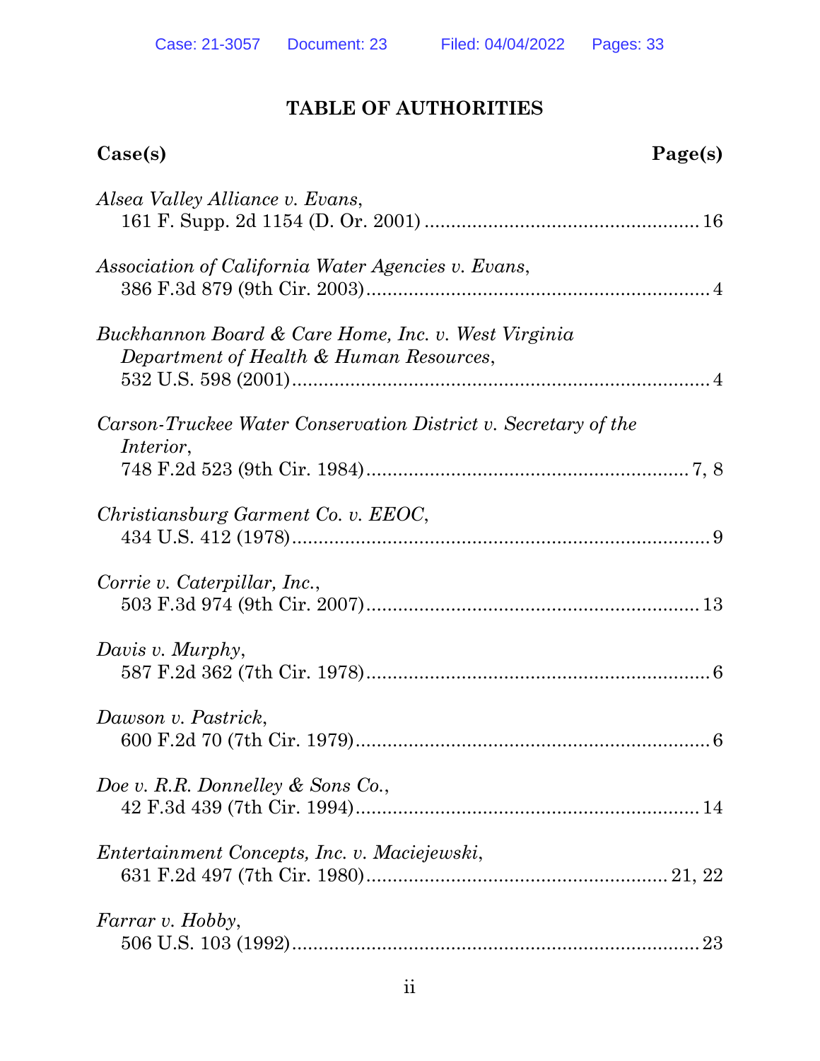# TABLE OF AUTHORITIES

**Case(s)** **Page(s)**

*Alsea Valley Alliance v. Evans*,
161 F. Supp. 2d 1154 (D. Or. 2001) .................................................. 16

*Association of California Water Agencies v. Evans*,
386 F.3d 879 (9th Cir. 2003)................................................................ 4

*Buckhannon Board & Care Home, Inc. v. West Virginia Department of Health & Human Resources*,
532 U.S. 598 (2001)............................................................................... 4

*Carson-Truckee Water Conservation District v. Secretary of the Interior*,
748 F.2d 523 (9th Cir. 1984)............................................................ 7, 8

*Christiansburg Garment Co. v. EEOC*,
434 U.S. 412 (1978)............................................................................... 9

*Corrie v. Caterpillar, Inc.*,
503 F.3d 974 (9th Cir. 2007).............................................................. 13

*Davis v. Murphy*,
587 F.2d 362 (7th Cir. 1978)................................................................ 6

*Dawson v. Pastrick*,
600 F.2d 70 (7th Cir. 1979).................................................................. 6

*Doe v. R.R. Donnelley & Sons Co.*,
42 F.3d 439 (7th Cir. 1994)................................................................ 14

*Entertainment Concepts, Inc. v. Maciejewski*,
631 F.2d 497 (7th Cir. 1980)........................................................ 21, 22

*Farrar v. Hobby*,
506 U.S. 103 (1992)............................................................................. 23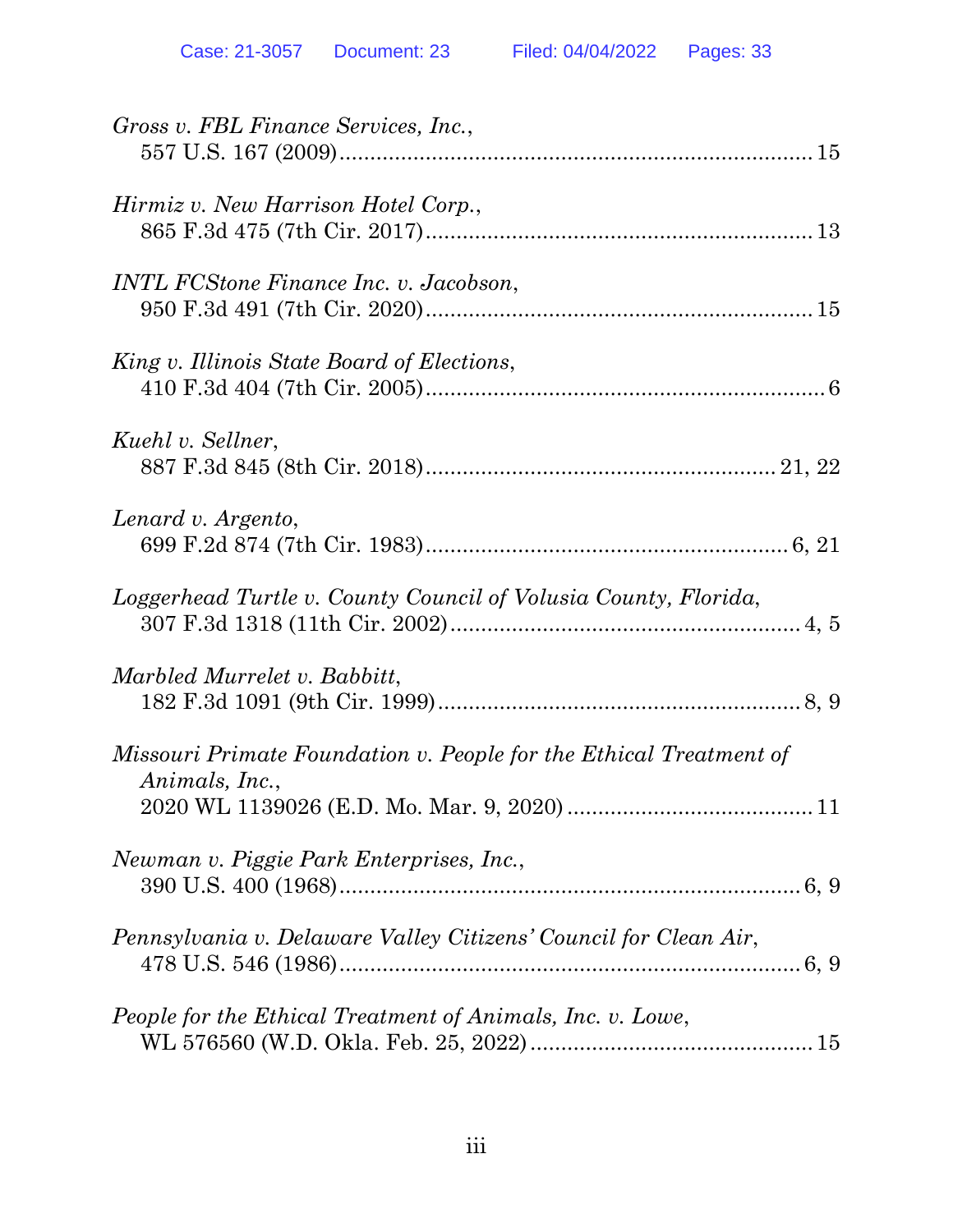*Gross v. FBL Finance Services, Inc.*,
557 U.S. 167 (2009)............................................................................15

*Hirmiz v. New Harrison Hotel Corp.*,
865 F.3d 475 (7th Cir. 2017)..............................................................13

*INTL FCStone Finance Inc. v. Jacobson*,
950 F.3d 491 (7th Cir. 2020)..............................................................15

*King v. Illinois State Board of Elections*,
410 F.3d 404 (7th Cir. 2005)................................................................6

*Kuehl v. Sellner*,
887 F.3d 845 (8th Cir. 2018)........................................................21, 22

*Lenard v. Argento*,
699 F.2d 874 (7th Cir. 1983)..........................................................6, 21

*Loggerhead Turtle v. County Council of Volusia County, Florida*,
307 F.3d 1318 (11th Cir. 2002)........................................................4, 5

*Marbled Murrelet v. Babbitt*,
182 F.3d 1091 (9th Cir. 1999)..........................................................8, 9

*Missouri Primate Foundation v. People for the Ethical Treatment of Animals, Inc.*,
2020 WL 1139026 (E.D. Mo. Mar. 9, 2020)........................................11

*Newman v. Piggie Park Enterprises, Inc.*,
390 U.S. 400 (1968)..........................................................................6, 9

*Pennsylvania v. Delaware Valley Citizens' Council for Clean Air*,
478 U.S. 546 (1986)..........................................................................6, 9

*People for the Ethical Treatment of Animals, Inc. v. Lowe*,
WL 576560 (W.D. Okla. Feb. 25, 2022).............................................15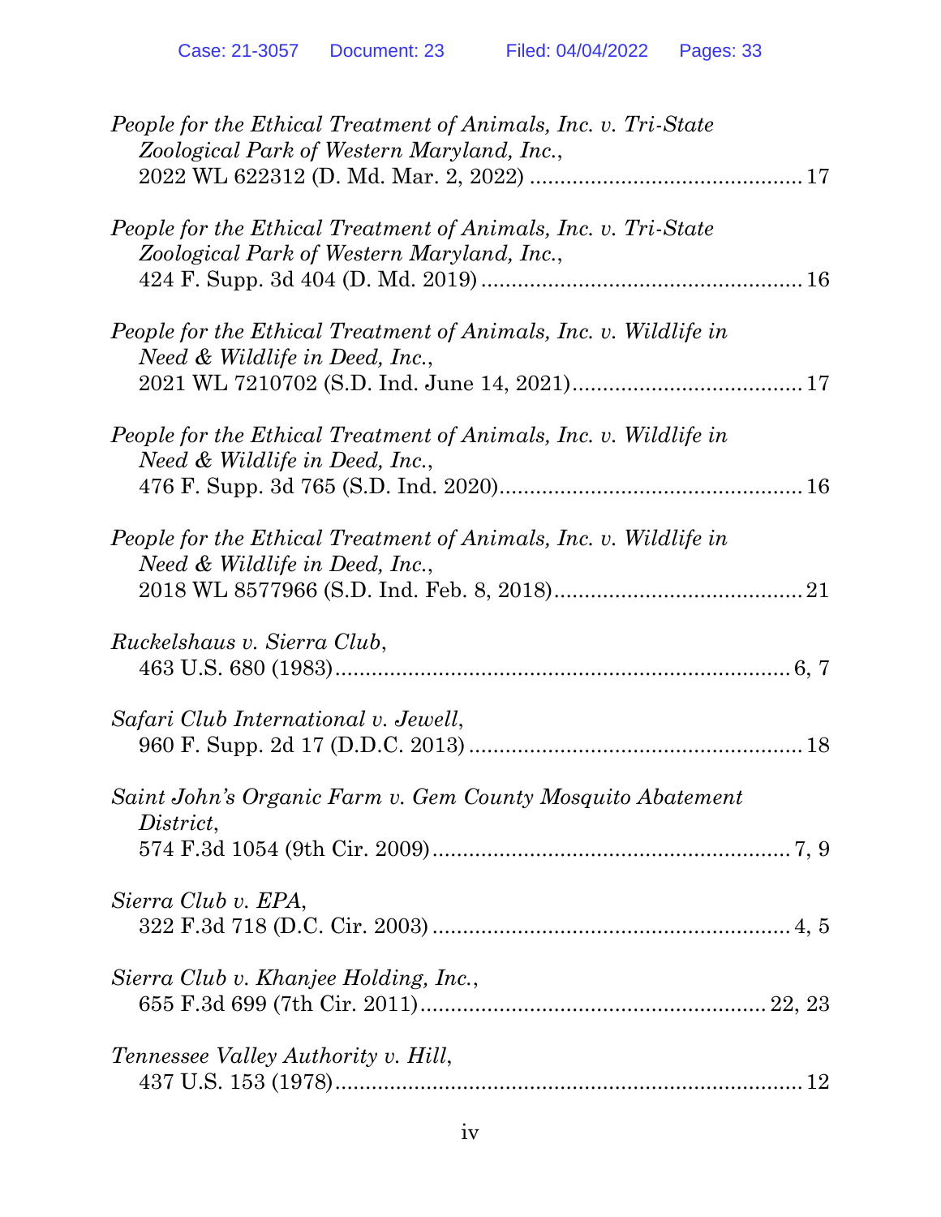*People for the Ethical Treatment of Animals, Inc. v. Tri-State Zoological Park of Western Maryland, Inc.*,
2022 WL 622312 (D. Md. Mar. 2, 2022) ............................................ 17

*People for the Ethical Treatment of Animals, Inc. v. Tri-State Zoological Park of Western Maryland, Inc.*,
424 F. Supp. 3d 404 (D. Md. 2019) .................................................... 16

*People for the Ethical Treatment of Animals, Inc. v. Wildlife in Need & Wildlife in Deed, Inc.*,
2021 WL 7210702 (S.D. Ind. June 14, 2021)...................................... 17

*People for the Ethical Treatment of Animals, Inc. v. Wildlife in Need & Wildlife in Deed, Inc.*,
476 F. Supp. 3d 765 (S.D. Ind. 2020)................................................. 16

*People for the Ethical Treatment of Animals, Inc. v. Wildlife in Need & Wildlife in Deed, Inc.*,
2018 WL 8577966 (S.D. Ind. Feb. 8, 2018)......................................... 21

*Ruckelshaus v. Sierra Club*,
463 U.S. 680 (1983)........................................................................ 6, 7

*Safari Club International v. Jewell*,
960 F. Supp. 2d 17 (D.D.C. 2013) ...................................................... 18

*Saint John's Organic Farm v. Gem County Mosquito Abatement District*,
574 F.3d 1054 (9th Cir. 2009).......................................................... 7, 9

*Sierra Club v. EPA*,
322 F.3d 718 (D.C. Cir. 2003) .......................................................... 4, 5

*Sierra Club v. Khanjee Holding, Inc.*,
655 F.3d 699 (7th Cir. 2011)........................................................ 22, 23

*Tennessee Valley Authority v. Hill*,
437 U.S. 153 (1978)............................................................................ 12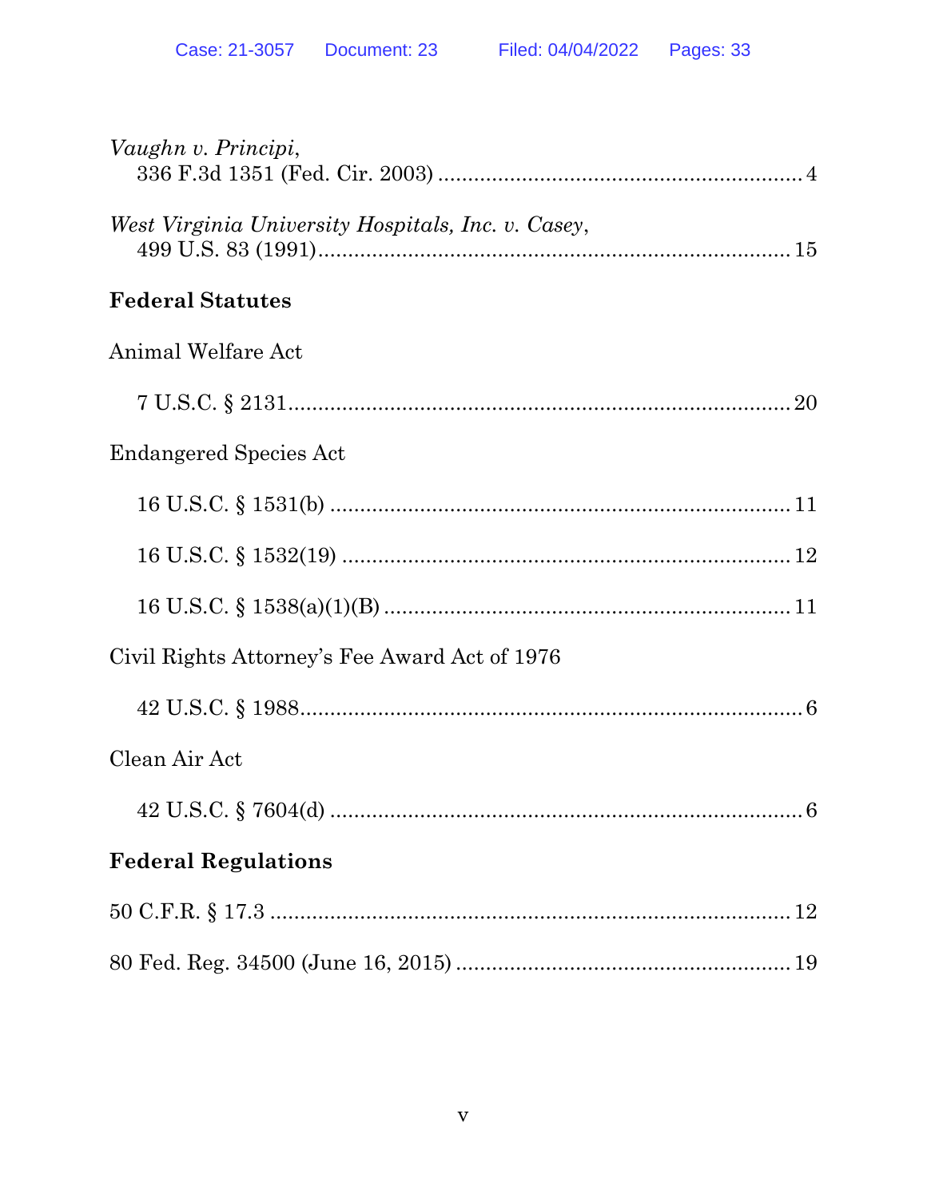*Vaughn v. Principi*,
336 F.3d 1351 (Fed. Cir. 2003) .......................................................... 4

*West Virginia University Hospitals, Inc. v. Casey*,
499 U.S. 83 (1991).............................................................................. 15

**Federal Statutes**

Animal Welfare Act

7 U.S.C. § 2131.................................................................................... 20

Endangered Species Act

16 U.S.C. § 1531(b) ............................................................................ 11

16 U.S.C. § 1532(19) .......................................................................... 12

16 U.S.C. § 1538(a)(1)(B) ................................................................... 11

Civil Rights Attorney's Fee Award Act of 1976

42 U.S.C. § 1988.................................................................................... 6

Clean Air Act

42 U.S.C. § 7604(d) ............................................................................... 6

**Federal Regulations**

50 C.F.R. § 17.3 ....................................................................................... 12

80 Fed. Reg. 34500 (June 16, 2015) ....................................................... 19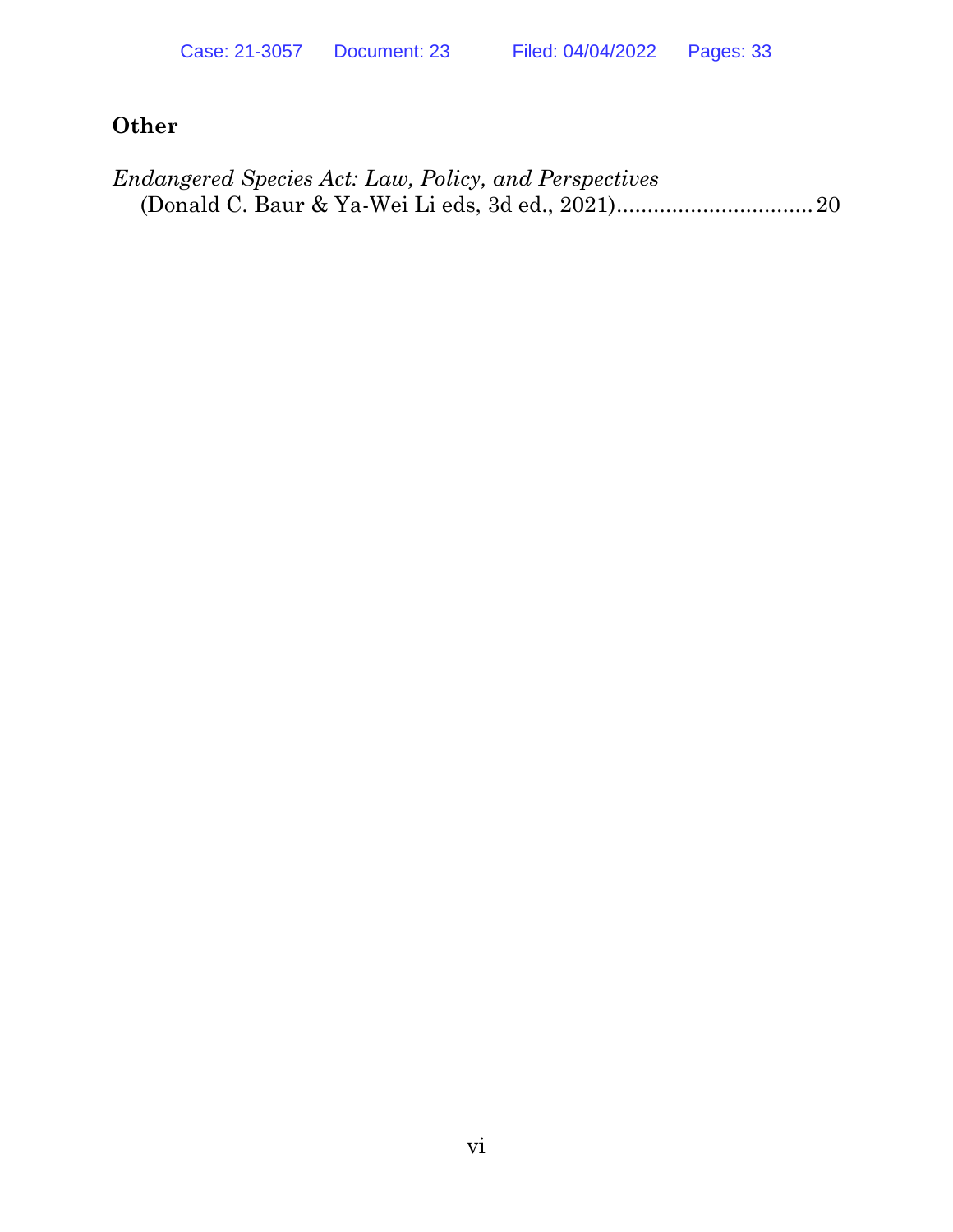**Other**

*Endangered Species Act: Law, Policy, and Perspectives* (Donald C. Baur & Ya-Wei Li eds, 3d ed., 2021)................................20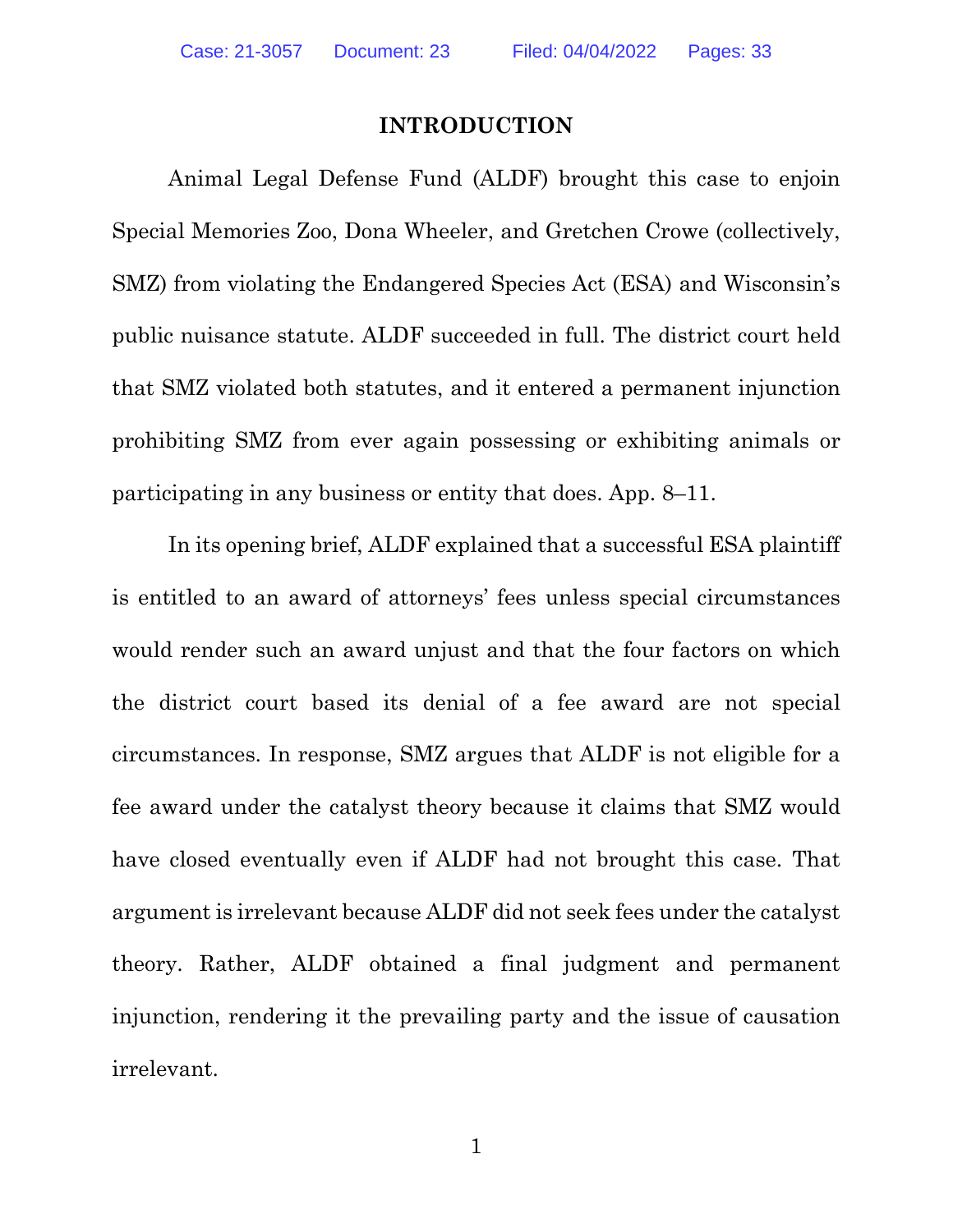## INTRODUCTION

Animal Legal Defense Fund (ALDF) brought this case to enjoin Special Memories Zoo, Dona Wheeler, and Gretchen Crowe (collectively, SMZ) from violating the Endangered Species Act (ESA) and Wisconsin's public nuisance statute. ALDF succeeded in full. The district court held that SMZ violated both statutes, and it entered a permanent injunction prohibiting SMZ from ever again possessing or exhibiting animals or participating in any business or entity that does. App. 8–11.

In its opening brief, ALDF explained that a successful ESA plaintiff is entitled to an award of attorneys' fees unless special circumstances would render such an award unjust and that the four factors on which the district court based its denial of a fee award are not special circumstances. In response, SMZ argues that ALDF is not eligible for a fee award under the catalyst theory because it claims that SMZ would have closed eventually even if ALDF had not brought this case. That argument is irrelevant because ALDF did not seek fees under the catalyst theory. Rather, ALDF obtained a final judgment and permanent injunction, rendering it the prevailing party and the issue of causation irrelevant.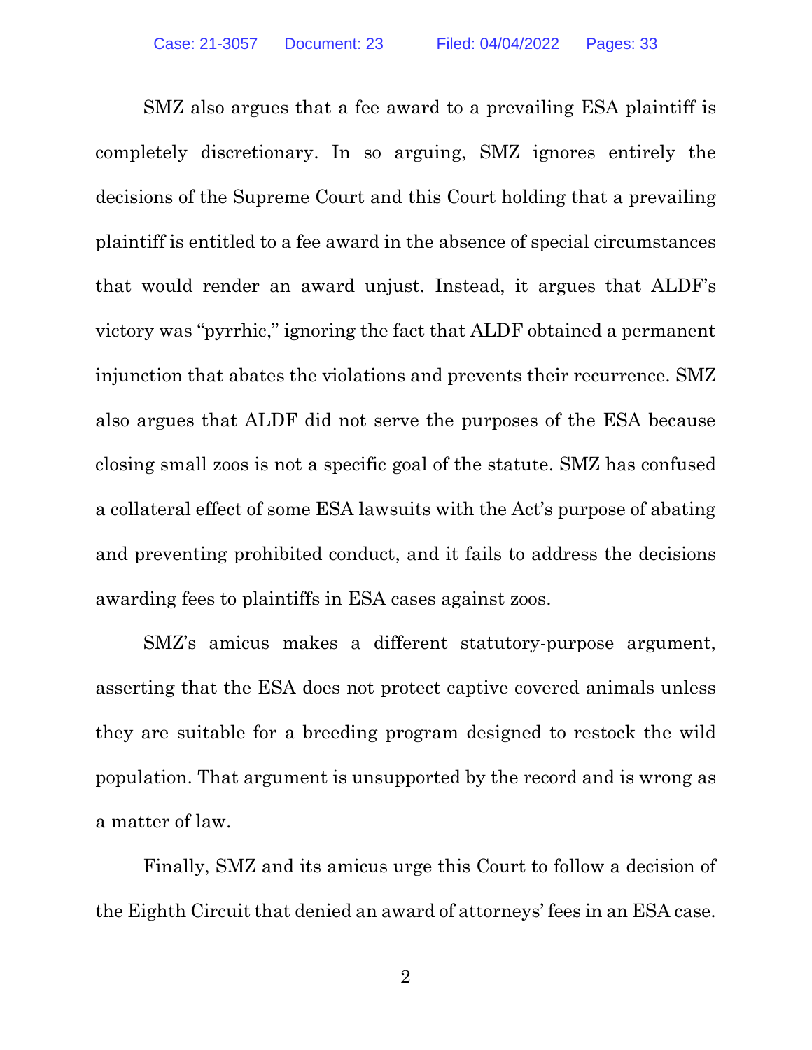SMZ also argues that a fee award to a prevailing ESA plaintiff is completely discretionary. In so arguing, SMZ ignores entirely the decisions of the Supreme Court and this Court holding that a prevailing plaintiff is entitled to a fee award in the absence of special circumstances that would render an award unjust. Instead, it argues that ALDF's victory was "pyrrhic," ignoring the fact that ALDF obtained a permanent injunction that abates the violations and prevents their recurrence. SMZ also argues that ALDF did not serve the purposes of the ESA because closing small zoos is not a specific goal of the statute. SMZ has confused a collateral effect of some ESA lawsuits with the Act's purpose of abating and preventing prohibited conduct, and it fails to address the decisions awarding fees to plaintiffs in ESA cases against zoos.

SMZ's amicus makes a different statutory-purpose argument, asserting that the ESA does not protect captive covered animals unless they are suitable for a breeding program designed to restock the wild population. That argument is unsupported by the record and is wrong as a matter of law.

Finally, SMZ and its amicus urge this Court to follow a decision of the Eighth Circuit that denied an award of attorneys' fees in an ESA case.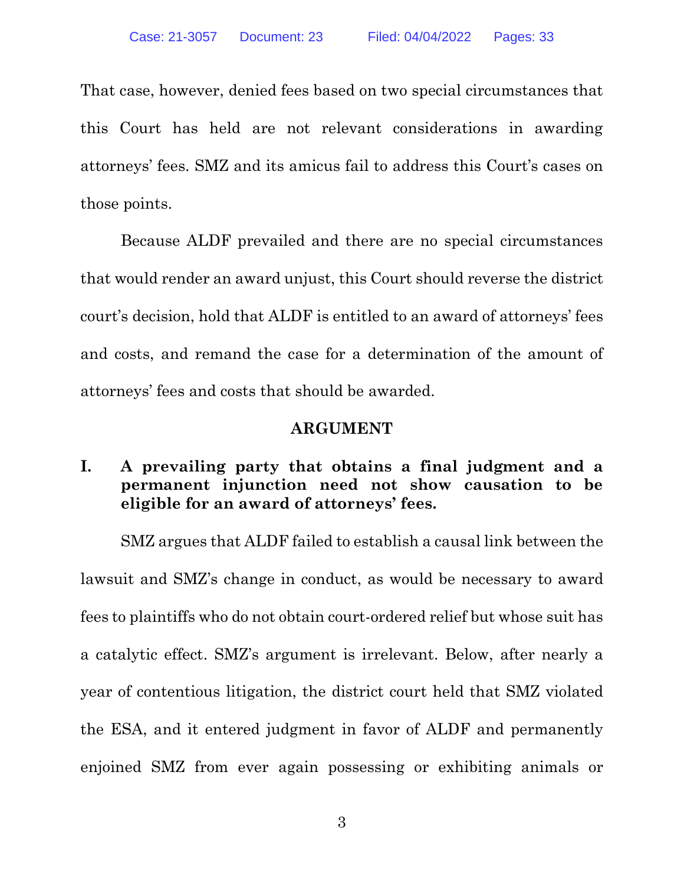That case, however, denied fees based on two special circumstances that this Court has held are not relevant considerations in awarding attorneys' fees. SMZ and its amicus fail to address this Court's cases on those points.

Because ALDF prevailed and there are no special circumstances that would render an award unjust, this Court should reverse the district court's decision, hold that ALDF is entitled to an award of attorneys' fees and costs, and remand the case for a determination of the amount of attorneys' fees and costs that should be awarded.

## ARGUMENT

### I. A prevailing party that obtains a final judgment and a permanent injunction need not show causation to be eligible for an award of attorneys' fees.

SMZ argues that ALDF failed to establish a causal link between the lawsuit and SMZ's change in conduct, as would be necessary to award fees to plaintiffs who do not obtain court-ordered relief but whose suit has a catalytic effect. SMZ's argument is irrelevant. Below, after nearly a year of contentious litigation, the district court held that SMZ violated the ESA, and it entered judgment in favor of ALDF and permanently enjoined SMZ from ever again possessing or exhibiting animals or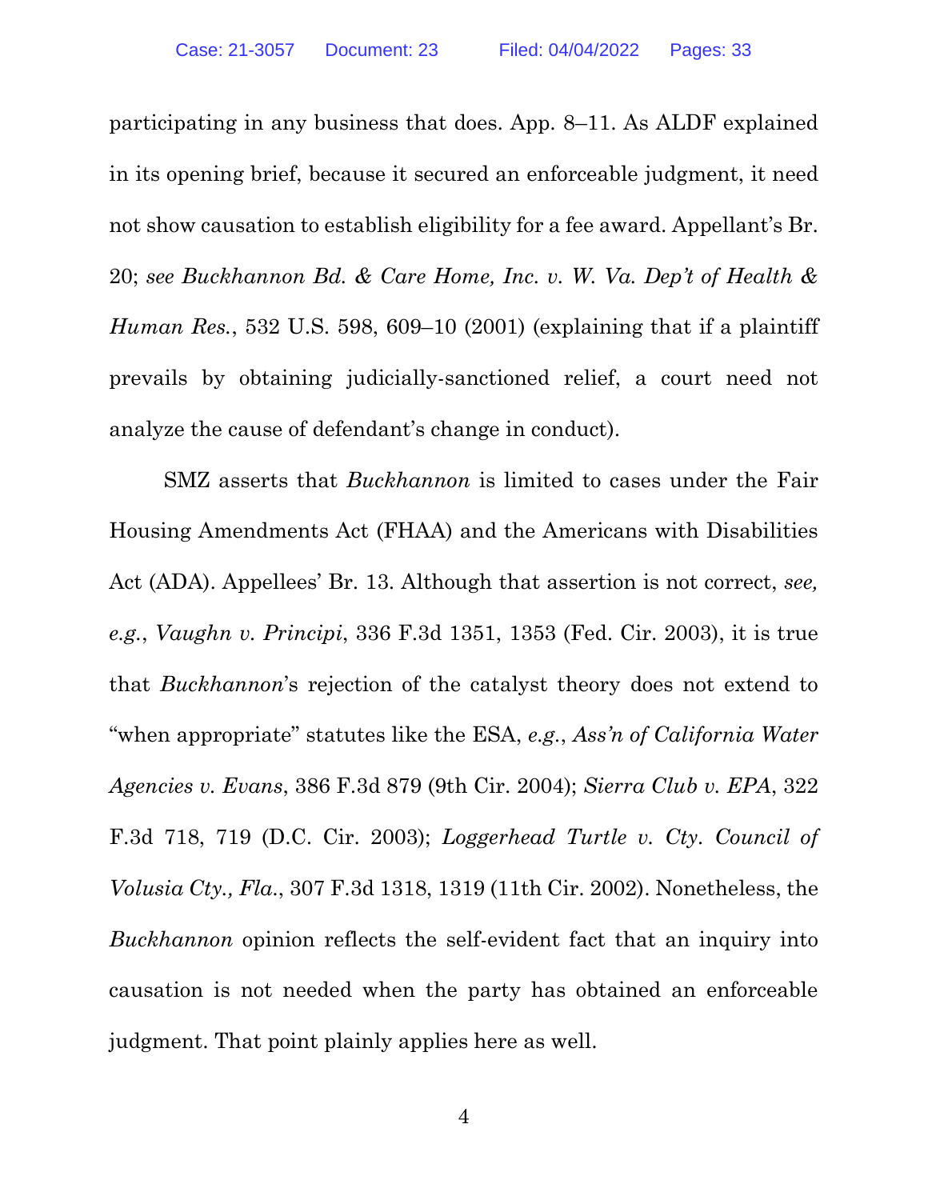participating in any business that does. App. 8–11. As ALDF explained in its opening brief, because it secured an enforceable judgment, it need not show causation to establish eligibility for a fee award. Appellant's Br. 20; *see Buckhannon Bd. & Care Home, Inc. v. W. Va. Dep't of Health & Human Res.*, 532 U.S. 598, 609–10 (2001) (explaining that if a plaintiff prevails by obtaining judicially-sanctioned relief, a court need not analyze the cause of defendant's change in conduct).

SMZ asserts that *Buckhannon* is limited to cases under the Fair Housing Amendments Act (FHAA) and the Americans with Disabilities Act (ADA). Appellees' Br. 13. Although that assertion is not correct, *see, e.g.*, *Vaughn v. Principi*, 336 F.3d 1351, 1353 (Fed. Cir. 2003), it is true that *Buckhannon*'s rejection of the catalyst theory does not extend to "when appropriate" statutes like the ESA, *e.g.*, *Ass'n of California Water Agencies v. Evans*, 386 F.3d 879 (9th Cir. 2004); *Sierra Club v. EPA*, 322 F.3d 718, 719 (D.C. Cir. 2003); *Loggerhead Turtle v. Cty. Council of Volusia Cty., Fla.*, 307 F.3d 1318, 1319 (11th Cir. 2002). Nonetheless, the *Buckhannon* opinion reflects the self-evident fact that an inquiry into causation is not needed when the party has obtained an enforceable judgment. That point plainly applies here as well.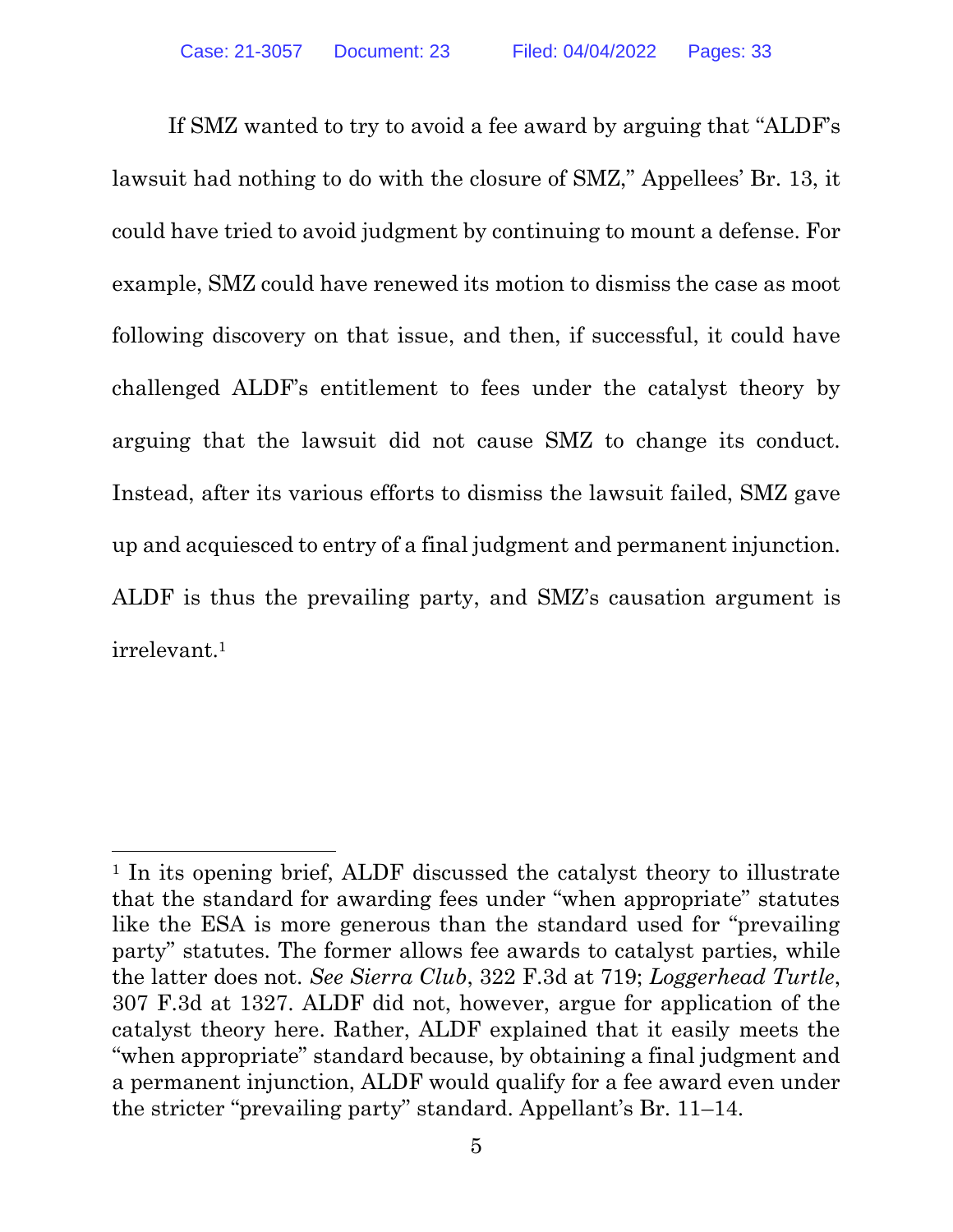If SMZ wanted to try to avoid a fee award by arguing that "ALDF's lawsuit had nothing to do with the closure of SMZ," Appellees' Br. 13, it could have tried to avoid judgment by continuing to mount a defense. For example, SMZ could have renewed its motion to dismiss the case as moot following discovery on that issue, and then, if successful, it could have challenged ALDF's entitlement to fees under the catalyst theory by arguing that the lawsuit did not cause SMZ to change its conduct. Instead, after its various efforts to dismiss the lawsuit failed, SMZ gave up and acquiesced to entry of a final judgment and permanent injunction. ALDF is thus the prevailing party, and SMZ's causation argument is irrelevant.[1]

---

[1] In its opening brief, ALDF discussed the catalyst theory to illustrate that the standard for awarding fees under "when appropriate" statutes like the ESA is more generous than the standard used for "prevailing party" statutes. The former allows fee awards to catalyst parties, while the latter does not. *See Sierra Club*, 322 F.3d at 719; *Loggerhead Turtle*, 307 F.3d at 1327. ALDF did not, however, argue for application of the catalyst theory here. Rather, ALDF explained that it easily meets the "when appropriate" standard because, by obtaining a final judgment and a permanent injunction, ALDF would qualify for a fee award even under the stricter "prevailing party" standard. Appellant's Br. 11–14.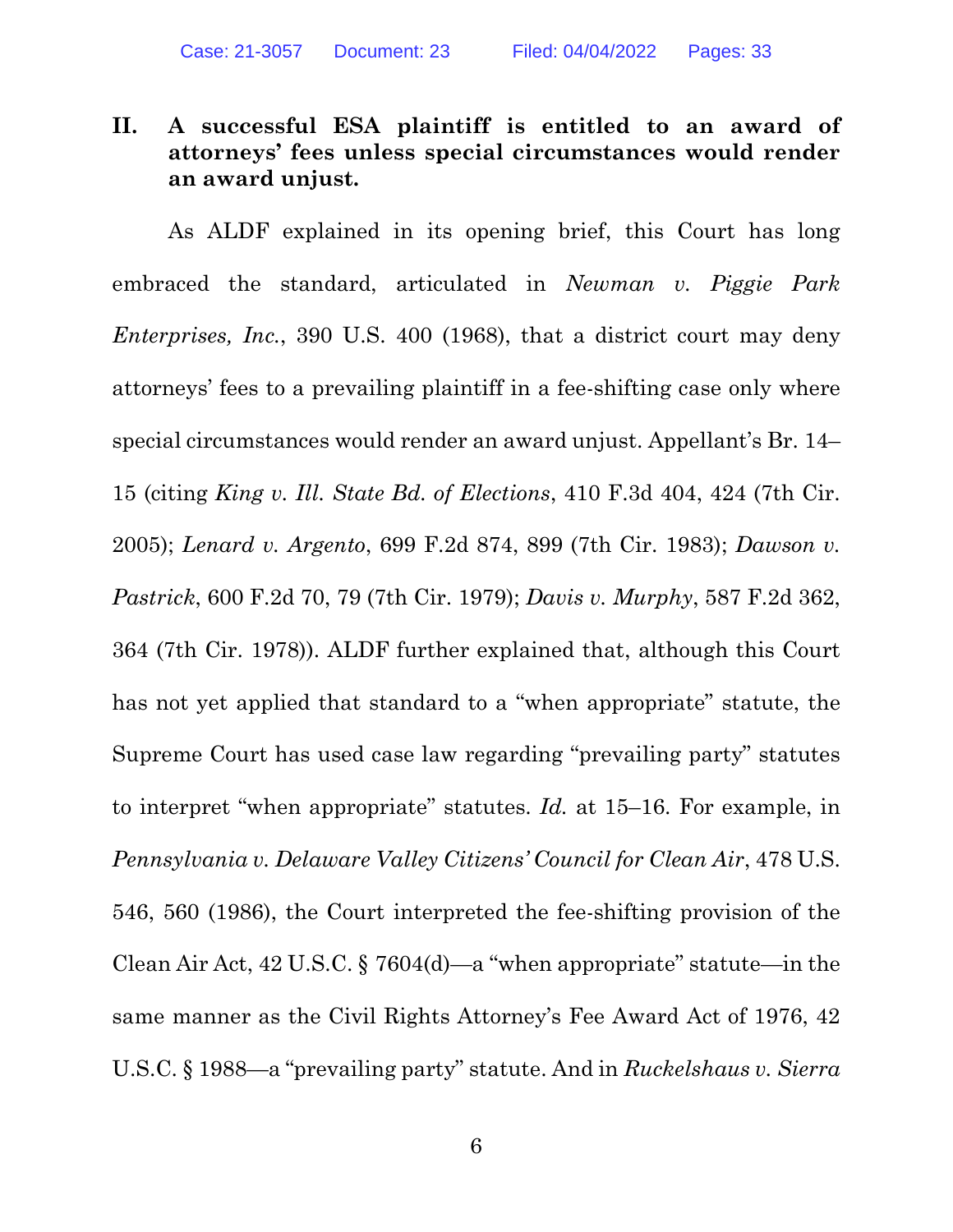## II. A successful ESA plaintiff is entitled to an award of attorneys' fees unless special circumstances would render an award unjust.

As ALDF explained in its opening brief, this Court has long embraced the standard, articulated in *Newman v. Piggie Park Enterprises, Inc.*, 390 U.S. 400 (1968), that a district court may deny attorneys' fees to a prevailing plaintiff in a fee-shifting case only where special circumstances would render an award unjust. Appellant's Br. 14–15 (citing *King v. Ill. State Bd. of Elections*, 410 F.3d 404, 424 (7th Cir. 2005); *Lenard v. Argento*, 699 F.2d 874, 899 (7th Cir. 1983); *Dawson v. Pastrick*, 600 F.2d 70, 79 (7th Cir. 1979); *Davis v. Murphy*, 587 F.2d 362, 364 (7th Cir. 1978)). ALDF further explained that, although this Court has not yet applied that standard to a "when appropriate" statute, the Supreme Court has used case law regarding "prevailing party" statutes to interpret "when appropriate" statutes. *Id.* at 15–16. For example, in *Pennsylvania v. Delaware Valley Citizens' Council for Clean Air*, 478 U.S. 546, 560 (1986), the Court interpreted the fee-shifting provision of the Clean Air Act, 42 U.S.C. § 7604(d)—a "when appropriate" statute—in the same manner as the Civil Rights Attorney's Fee Award Act of 1976, 42 U.S.C. § 1988—a "prevailing party" statute. And in *Ruckelshaus v. Sierra*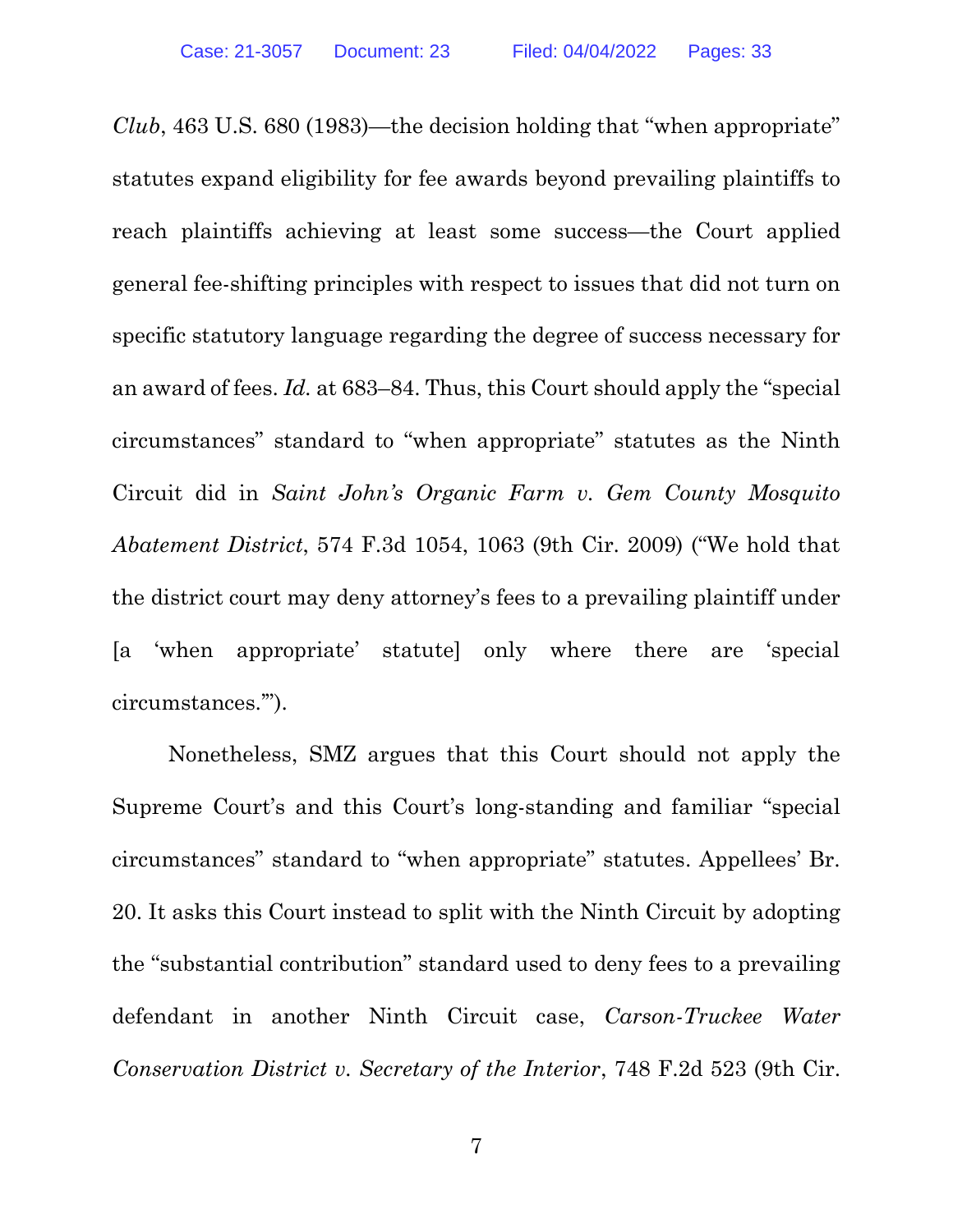*Club*, 463 U.S. 680 (1983)—the decision holding that "when appropriate" statutes expand eligibility for fee awards beyond prevailing plaintiffs to reach plaintiffs achieving at least some success—the Court applied general fee-shifting principles with respect to issues that did not turn on specific statutory language regarding the degree of success necessary for an award of fees. *Id.* at 683–84. Thus, this Court should apply the "special circumstances" standard to "when appropriate" statutes as the Ninth Circuit did in *Saint John's Organic Farm v. Gem County Mosquito Abatement District*, 574 F.3d 1054, 1063 (9th Cir. 2009) ("We hold that the district court may deny attorney's fees to a prevailing plaintiff under [a 'when appropriate' statute] only where there are 'special circumstances.'").

Nonetheless, SMZ argues that this Court should not apply the Supreme Court's and this Court's long-standing and familiar "special circumstances" standard to "when appropriate" statutes. Appellees' Br. 20. It asks this Court instead to split with the Ninth Circuit by adopting the "substantial contribution" standard used to deny fees to a prevailing defendant in another Ninth Circuit case, *Carson-Truckee Water Conservation District v. Secretary of the Interior*, 748 F.2d 523 (9th Cir.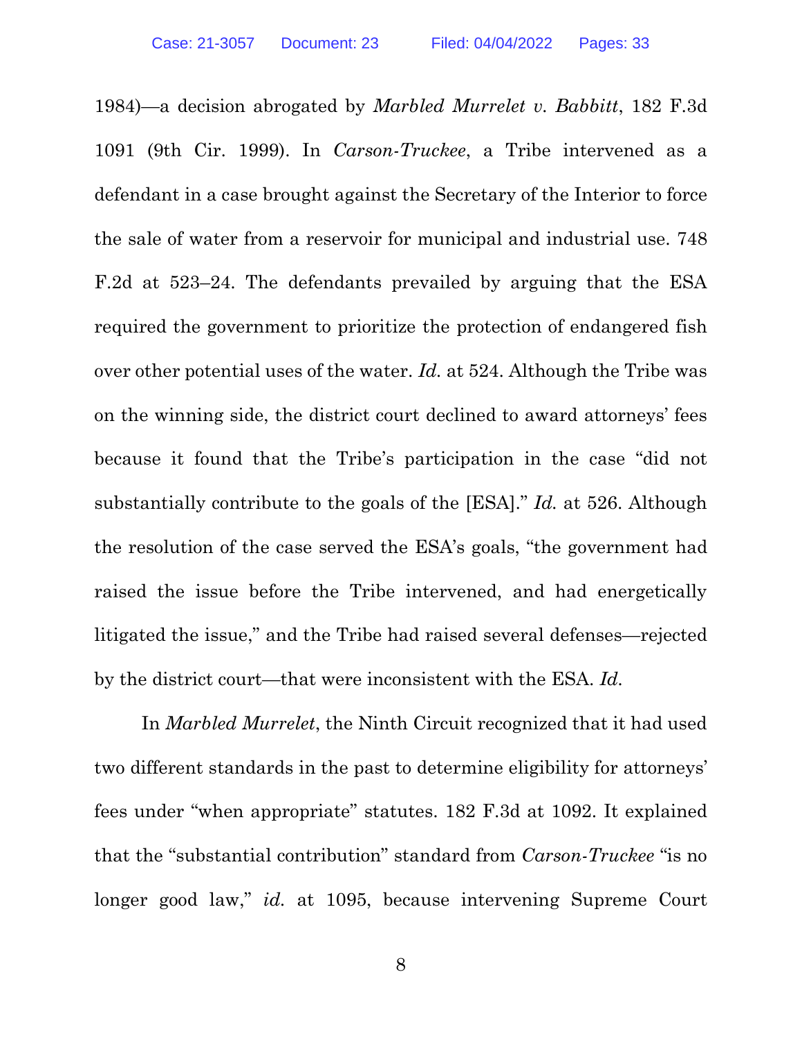1984)—a decision abrogated by *Marbled Murrelet v. Babbitt*, 182 F.3d 1091 (9th Cir. 1999). In *Carson-Truckee*, a Tribe intervened as a defendant in a case brought against the Secretary of the Interior to force the sale of water from a reservoir for municipal and industrial use. 748 F.2d at 523–24. The defendants prevailed by arguing that the ESA required the government to prioritize the protection of endangered fish over other potential uses of the water. *Id.* at 524. Although the Tribe was on the winning side, the district court declined to award attorneys' fees because it found that the Tribe's participation in the case "did not substantially contribute to the goals of the [ESA]." *Id.* at 526. Although the resolution of the case served the ESA's goals, "the government had raised the issue before the Tribe intervened, and had energetically litigated the issue," and the Tribe had raised several defenses—rejected by the district court—that were inconsistent with the ESA. *Id.*

In *Marbled Murrelet*, the Ninth Circuit recognized that it had used two different standards in the past to determine eligibility for attorneys' fees under "when appropriate" statutes. 182 F.3d at 1092. It explained that the "substantial contribution" standard from *Carson-Truckee* "is no longer good law," *id.* at 1095, because intervening Supreme Court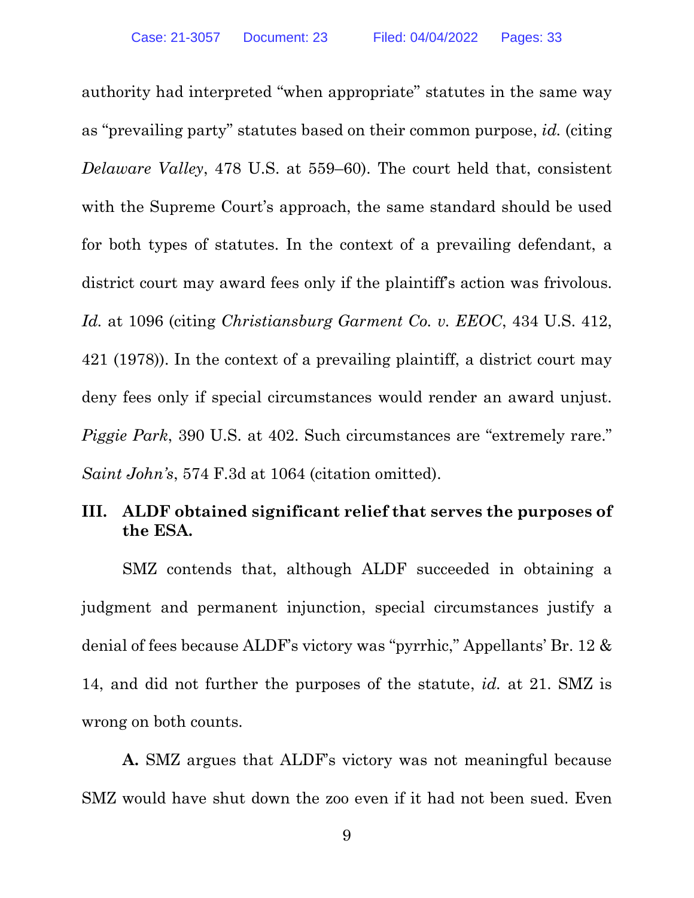authority had interpreted "when appropriate" statutes in the same way as "prevailing party" statutes based on their common purpose, *id.* (citing *Delaware Valley*, 478 U.S. at 559–60). The court held that, consistent with the Supreme Court's approach, the same standard should be used for both types of statutes. In the context of a prevailing defendant, a district court may award fees only if the plaintiff's action was frivolous. *Id.* at 1096 (citing *Christiansburg Garment Co. v. EEOC*, 434 U.S. 412, 421 (1978)). In the context of a prevailing plaintiff, a district court may deny fees only if special circumstances would render an award unjust. *Piggie Park*, 390 U.S. at 402. Such circumstances are "extremely rare." *Saint John's*, 574 F.3d at 1064 (citation omitted).

## III. ALDF obtained significant relief that serves the purposes of the ESA.

SMZ contends that, although ALDF succeeded in obtaining a judgment and permanent injunction, special circumstances justify a denial of fees because ALDF's victory was "pyrrhic," Appellants' Br. 12 & 14, and did not further the purposes of the statute, *id.* at 21. SMZ is wrong on both counts.

**A.** SMZ argues that ALDF's victory was not meaningful because SMZ would have shut down the zoo even if it had not been sued. Even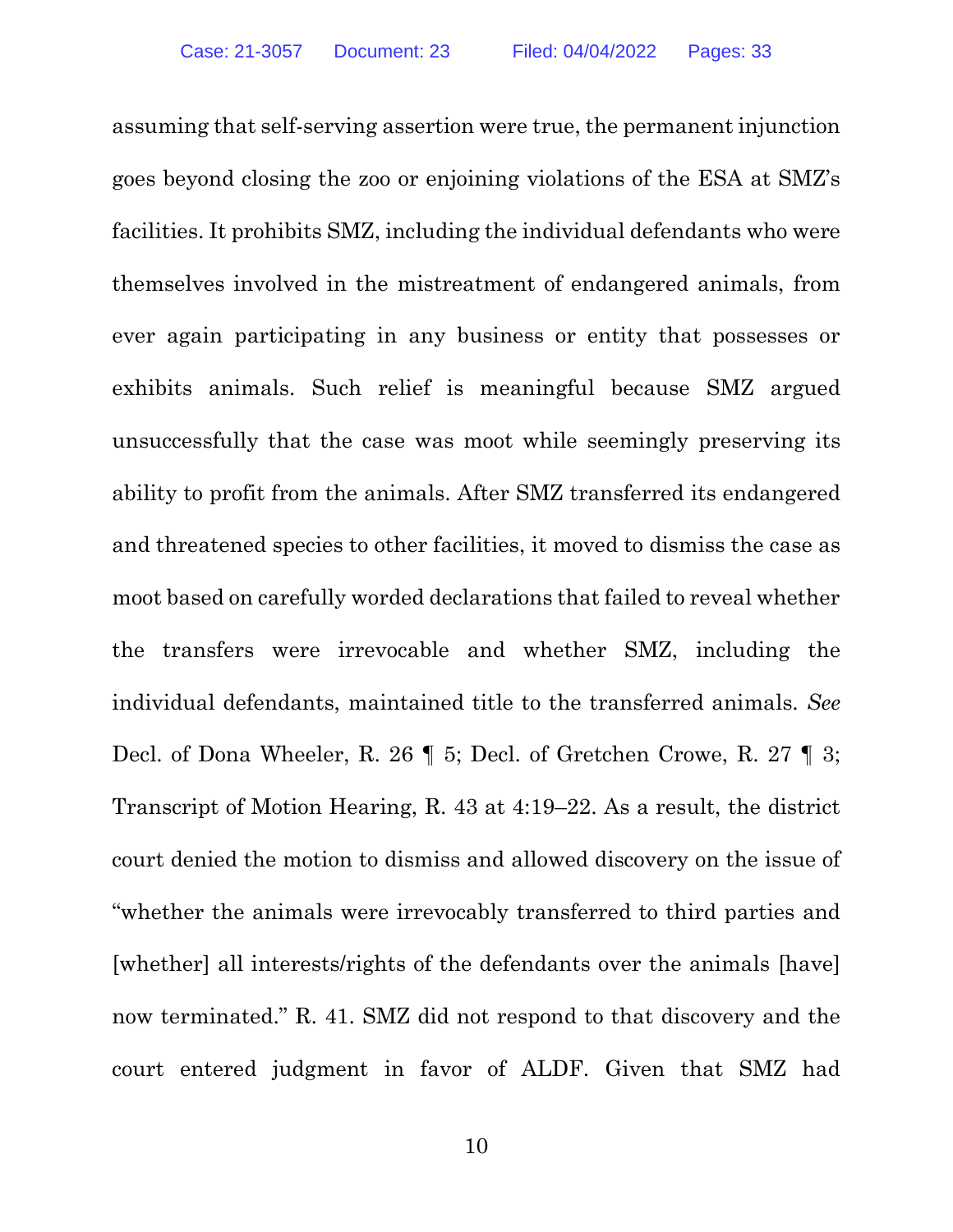assuming that self-serving assertion were true, the permanent injunction goes beyond closing the zoo or enjoining violations of the ESA at SMZ's facilities. It prohibits SMZ, including the individual defendants who were themselves involved in the mistreatment of endangered animals, from ever again participating in any business or entity that possesses or exhibits animals. Such relief is meaningful because SMZ argued unsuccessfully that the case was moot while seemingly preserving its ability to profit from the animals. After SMZ transferred its endangered and threatened species to other facilities, it moved to dismiss the case as moot based on carefully worded declarations that failed to reveal whether the transfers were irrevocable and whether SMZ, including the individual defendants, maintained title to the transferred animals. *See* Decl. of Dona Wheeler, R. 26 ¶ 5; Decl. of Gretchen Crowe, R. 27 ¶ 3; Transcript of Motion Hearing, R. 43 at 4:19–22. As a result, the district court denied the motion to dismiss and allowed discovery on the issue of "whether the animals were irrevocably transferred to third parties and [whether] all interests/rights of the defendants over the animals [have] now terminated." R. 41. SMZ did not respond to that discovery and the court entered judgment in favor of ALDF. Given that SMZ had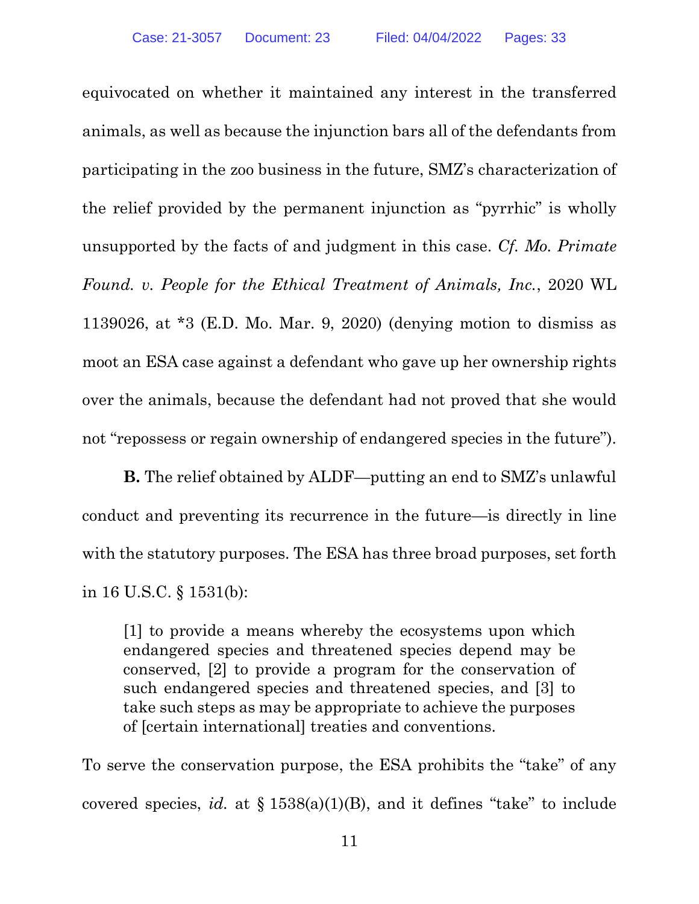equivocated on whether it maintained any interest in the transferred animals, as well as because the injunction bars all of the defendants from participating in the zoo business in the future, SMZ's characterization of the relief provided by the permanent injunction as "pyrrhic" is wholly unsupported by the facts of and judgment in this case. *Cf. Mo. Primate Found. v. People for the Ethical Treatment of Animals, Inc.*, 2020 WL 1139026, at *3 (E.D. Mo. Mar. 9, 2020) (denying motion to dismiss as moot an ESA case against a defendant who gave up her ownership rights over the animals, because the defendant had not proved that she would not "repossess or regain ownership of endangered species in the future").

**B.** The relief obtained by ALDF—putting an end to SMZ's unlawful conduct and preventing its recurrence in the future—is directly in line with the statutory purposes. The ESA has three broad purposes, set forth in 16 U.S.C. § 1531(b):

> [1] to provide a means whereby the ecosystems upon which endangered species and threatened species depend may be conserved, [2] to provide a program for the conservation of such endangered species and threatened species, and [3] to take such steps as may be appropriate to achieve the purposes of [certain international] treaties and conventions.

To serve the conservation purpose, the ESA prohibits the "take" of any covered species, *id.* at § 1538(a)(1)(B), and it defines "take" to include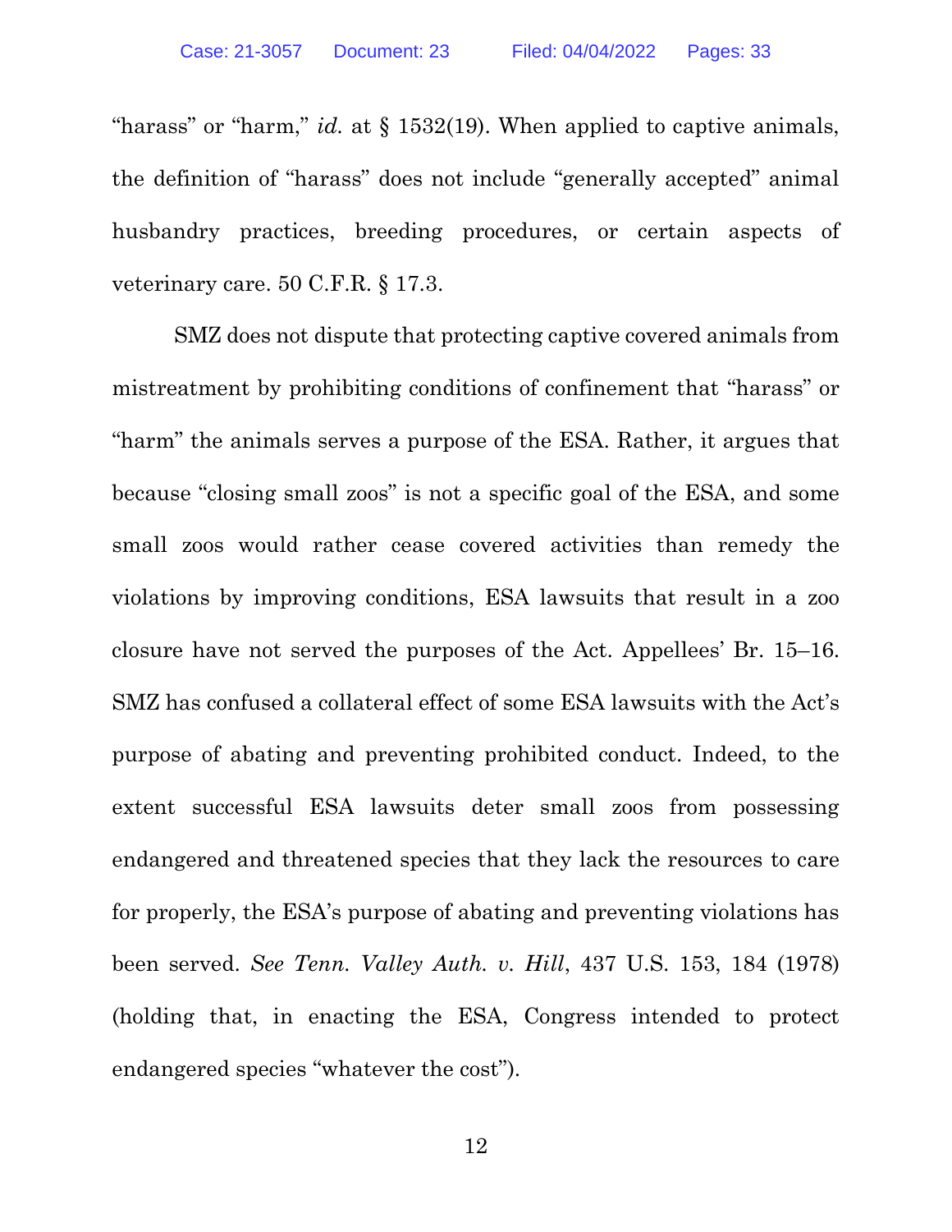"harass" or "harm," *id.* at § 1532(19). When applied to captive animals, the definition of "harass" does not include "generally accepted" animal husbandry practices, breeding procedures, or certain aspects of veterinary care. 50 C.F.R. § 17.3.

SMZ does not dispute that protecting captive covered animals from mistreatment by prohibiting conditions of confinement that "harass" or "harm" the animals serves a purpose of the ESA. Rather, it argues that because "closing small zoos" is not a specific goal of the ESA, and some small zoos would rather cease covered activities than remedy the violations by improving conditions, ESA lawsuits that result in a zoo closure have not served the purposes of the Act. Appellees' Br. 15–16. SMZ has confused a collateral effect of some ESA lawsuits with the Act's purpose of abating and preventing prohibited conduct. Indeed, to the extent successful ESA lawsuits deter small zoos from possessing endangered and threatened species that they lack the resources to care for properly, the ESA's purpose of abating and preventing violations has been served. *See Tenn. Valley Auth. v. Hill*, 437 U.S. 153, 184 (1978) (holding that, in enacting the ESA, Congress intended to protect endangered species "whatever the cost").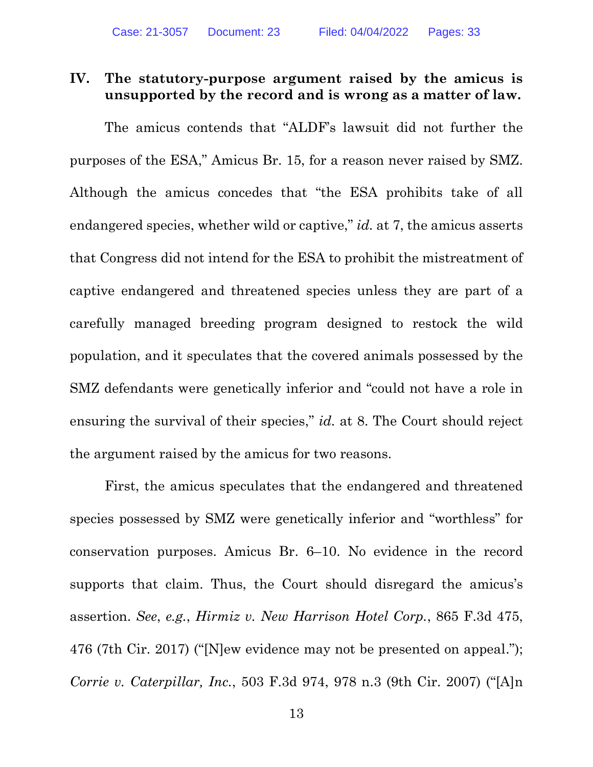## IV. The statutory-purpose argument raised by the amicus is unsupported by the record and is wrong as a matter of law.

The amicus contends that "ALDF's lawsuit did not further the purposes of the ESA," Amicus Br. 15, for a reason never raised by SMZ. Although the amicus concedes that "the ESA prohibits take of all endangered species, whether wild or captive," *id.* at 7, the amicus asserts that Congress did not intend for the ESA to prohibit the mistreatment of captive endangered and threatened species unless they are part of a carefully managed breeding program designed to restock the wild population, and it speculates that the covered animals possessed by the SMZ defendants were genetically inferior and "could not have a role in ensuring the survival of their species," *id.* at 8. The Court should reject the argument raised by the amicus for two reasons.

First, the amicus speculates that the endangered and threatened species possessed by SMZ were genetically inferior and "worthless" for conservation purposes. Amicus Br. 6–10. No evidence in the record supports that claim. Thus, the Court should disregard the amicus's assertion. *See*, *e.g.*, *Hirmiz v. New Harrison Hotel Corp.*, 865 F.3d 475, 476 (7th Cir. 2017) ("[N]ew evidence may not be presented on appeal."); *Corrie v. Caterpillar, Inc.*, 503 F.3d 974, 978 n.3 (9th Cir. 2007) ("[A]n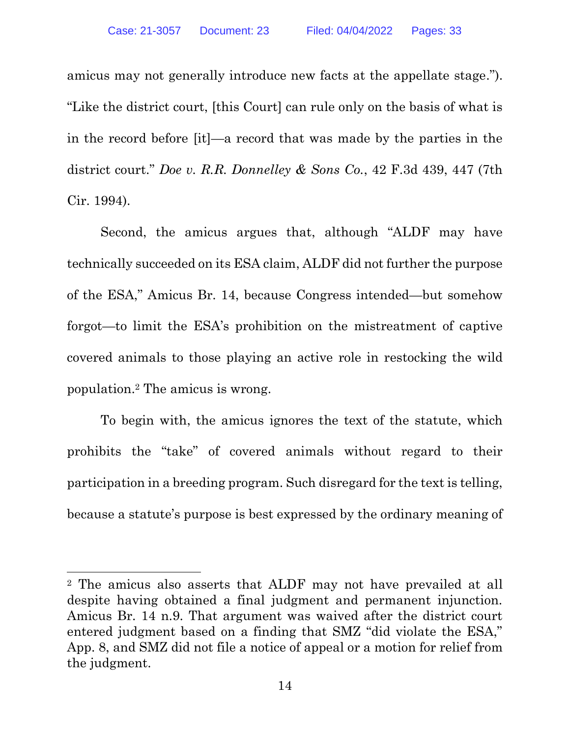amicus may not generally introduce new facts at the appellate stage."). "Like the district court, [this Court] can rule only on the basis of what is in the record before [it]—a record that was made by the parties in the district court." *Doe v. R.R. Donnelley & Sons Co.*, 42 F.3d 439, 447 (7th Cir. 1994).

Second, the amicus argues that, although "ALDF may have technically succeeded on its ESA claim, ALDF did not further the purpose of the ESA," Amicus Br. 14, because Congress intended—but somehow forgot—to limit the ESA's prohibition on the mistreatment of captive covered animals to those playing an active role in restocking the wild population.[2] The amicus is wrong.

To begin with, the amicus ignores the text of the statute, which prohibits the "take" of covered animals without regard to their participation in a breeding program. Such disregard for the text is telling, because a statute's purpose is best expressed by the ordinary meaning of

---

[2] The amicus also asserts that ALDF may not have prevailed at all despite having obtained a final judgment and permanent injunction. Amicus Br. 14 n.9. That argument was waived after the district court entered judgment based on a finding that SMZ "did violate the ESA," App. 8, and SMZ did not file a notice of appeal or a motion for relief from the judgment.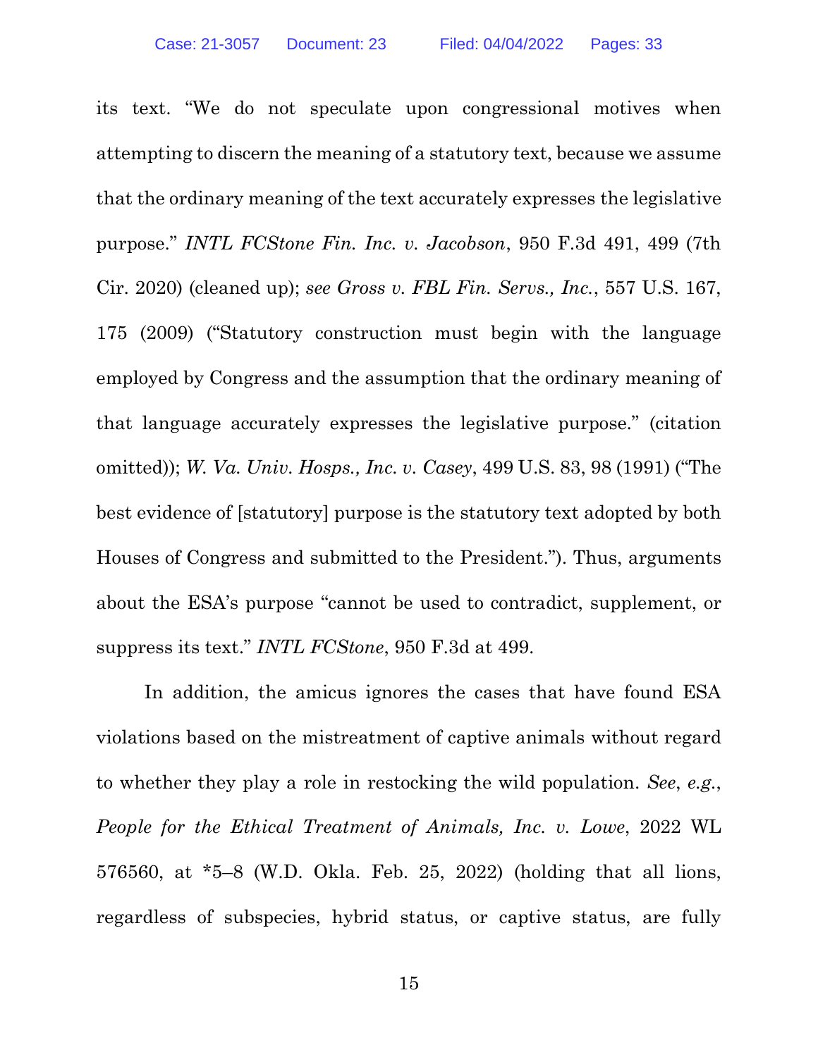its text. "We do not speculate upon congressional motives when attempting to discern the meaning of a statutory text, because we assume that the ordinary meaning of the text accurately expresses the legislative purpose." *INTL FCStone Fin. Inc. v. Jacobson*, 950 F.3d 491, 499 (7th Cir. 2020) (cleaned up); *see Gross v. FBL Fin. Servs., Inc.*, 557 U.S. 167, 175 (2009) ("Statutory construction must begin with the language employed by Congress and the assumption that the ordinary meaning of that language accurately expresses the legislative purpose." (citation omitted)); *W. Va. Univ. Hosps., Inc. v. Casey*, 499 U.S. 83, 98 (1991) ("The best evidence of [statutory] purpose is the statutory text adopted by both Houses of Congress and submitted to the President."). Thus, arguments about the ESA's purpose "cannot be used to contradict, supplement, or suppress its text." *INTL FCStone*, 950 F.3d at 499.

In addition, the amicus ignores the cases that have found ESA violations based on the mistreatment of captive animals without regard to whether they play a role in restocking the wild population. *See*, *e.g.*, *People for the Ethical Treatment of Animals, Inc. v. Lowe*, 2022 WL 576560, at *5–8 (W.D. Okla. Feb. 25, 2022) (holding that all lions, regardless of subspecies, hybrid status, or captive status, are fully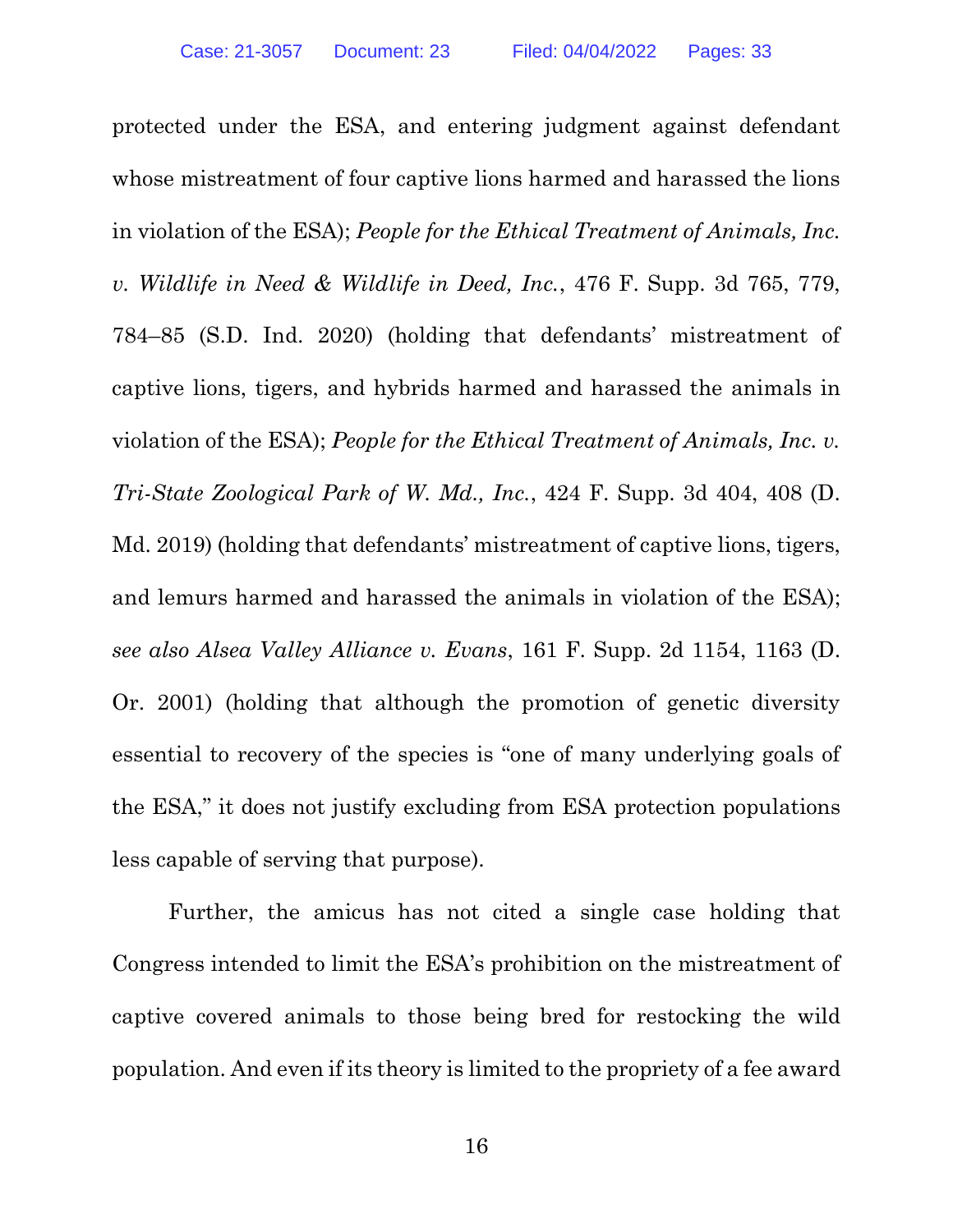protected under the ESA, and entering judgment against defendant whose mistreatment of four captive lions harmed and harassed the lions in violation of the ESA); *People for the Ethical Treatment of Animals, Inc. v. Wildlife in Need & Wildlife in Deed, Inc.*, 476 F. Supp. 3d 765, 779, 784–85 (S.D. Ind. 2020) (holding that defendants' mistreatment of captive lions, tigers, and hybrids harmed and harassed the animals in violation of the ESA); *People for the Ethical Treatment of Animals, Inc. v. Tri-State Zoological Park of W. Md., Inc.*, 424 F. Supp. 3d 404, 408 (D. Md. 2019) (holding that defendants' mistreatment of captive lions, tigers, and lemurs harmed and harassed the animals in violation of the ESA); *see also Alsea Valley Alliance v. Evans*, 161 F. Supp. 2d 1154, 1163 (D. Or. 2001) (holding that although the promotion of genetic diversity essential to recovery of the species is "one of many underlying goals of the ESA," it does not justify excluding from ESA protection populations less capable of serving that purpose).

Further, the amicus has not cited a single case holding that Congress intended to limit the ESA's prohibition on the mistreatment of captive covered animals to those being bred for restocking the wild population. And even if its theory is limited to the propriety of a fee award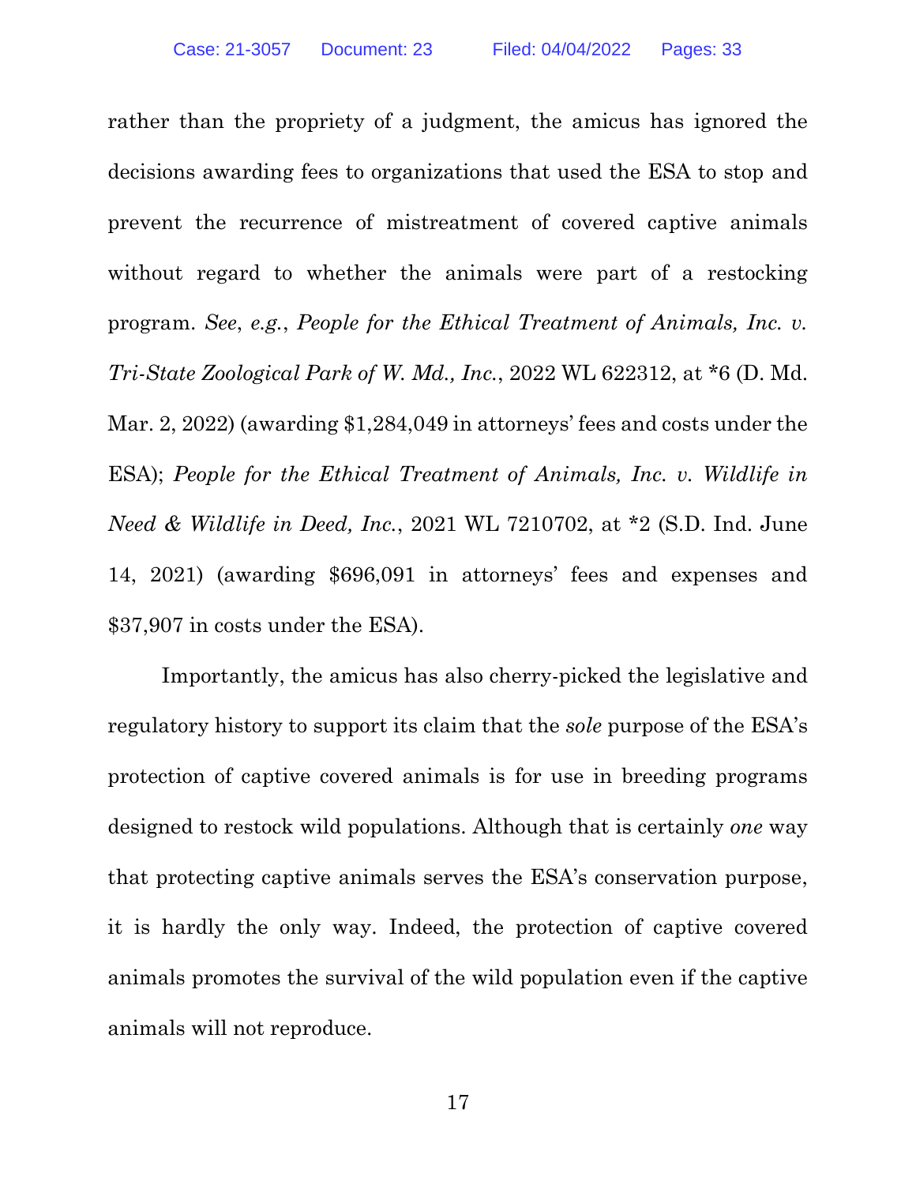rather than the propriety of a judgment, the amicus has ignored the decisions awarding fees to organizations that used the ESA to stop and prevent the recurrence of mistreatment of covered captive animals without regard to whether the animals were part of a restocking program. *See*, *e.g.*, *People for the Ethical Treatment of Animals, Inc. v. Tri-State Zoological Park of W. Md., Inc.*, 2022 WL 622312, at *6 (D. Md. Mar. 2, 2022) (awarding $1,284,049 in attorneys' fees and costs under the ESA); *People for the Ethical Treatment of Animals, Inc. v. Wildlife in Need & Wildlife in Deed, Inc.*, 2021 WL 7210702, at *2 (S.D. Ind. June 14, 2021) (awarding $696,091 in attorneys' fees and expenses and $37,907 in costs under the ESA).

Importantly, the amicus has also cherry-picked the legislative and regulatory history to support its claim that the *sole* purpose of the ESA's protection of captive covered animals is for use in breeding programs designed to restock wild populations. Although that is certainly *one* way that protecting captive animals serves the ESA's conservation purpose, it is hardly the only way. Indeed, the protection of captive covered animals promotes the survival of the wild population even if the captive animals will not reproduce.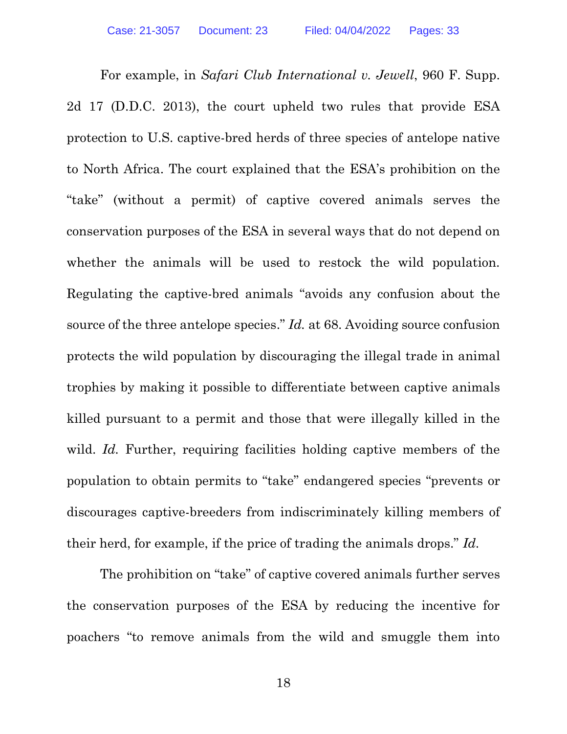For example, in *Safari Club International v. Jewell*, 960 F. Supp. 2d 17 (D.D.C. 2013), the court upheld two rules that provide ESA protection to U.S. captive-bred herds of three species of antelope native to North Africa. The court explained that the ESA's prohibition on the "take" (without a permit) of captive covered animals serves the conservation purposes of the ESA in several ways that do not depend on whether the animals will be used to restock the wild population. Regulating the captive-bred animals "avoids any confusion about the source of the three antelope species." *Id.* at 68. Avoiding source confusion protects the wild population by discouraging the illegal trade in animal trophies by making it possible to differentiate between captive animals killed pursuant to a permit and those that were illegally killed in the wild. *Id.* Further, requiring facilities holding captive members of the population to obtain permits to "take" endangered species "prevents or discourages captive-breeders from indiscriminately killing members of their herd, for example, if the price of trading the animals drops." *Id.*

The prohibition on "take" of captive covered animals further serves the conservation purposes of the ESA by reducing the incentive for poachers "to remove animals from the wild and smuggle them into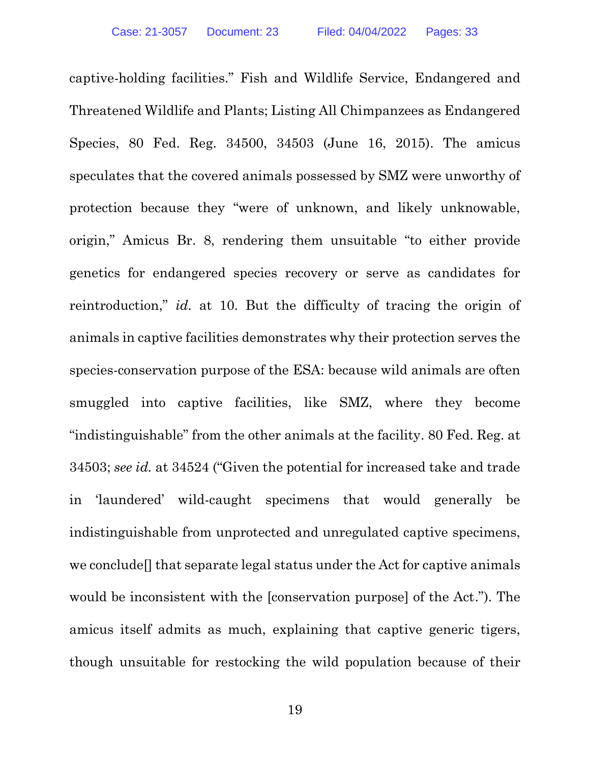captive-holding facilities." Fish and Wildlife Service, Endangered and Threatened Wildlife and Plants; Listing All Chimpanzees as Endangered Species, 80 Fed. Reg. 34500, 34503 (June 16, 2015). The amicus speculates that the covered animals possessed by SMZ were unworthy of protection because they "were of unknown, and likely unknowable, origin," Amicus Br. 8, rendering them unsuitable "to either provide genetics for endangered species recovery or serve as candidates for reintroduction," *id.* at 10. But the difficulty of tracing the origin of animals in captive facilities demonstrates why their protection serves the species-conservation purpose of the ESA: because wild animals are often smuggled into captive facilities, like SMZ, where they become "indistinguishable" from the other animals at the facility. 80 Fed. Reg. at 34503; *see id.* at 34524 ("Given the potential for increased take and trade in 'laundered' wild-caught specimens that would generally be indistinguishable from unprotected and unregulated captive specimens, we conclude[] that separate legal status under the Act for captive animals would be inconsistent with the [conservation purpose] of the Act."). The amicus itself admits as much, explaining that captive generic tigers, though unsuitable for restocking the wild population because of their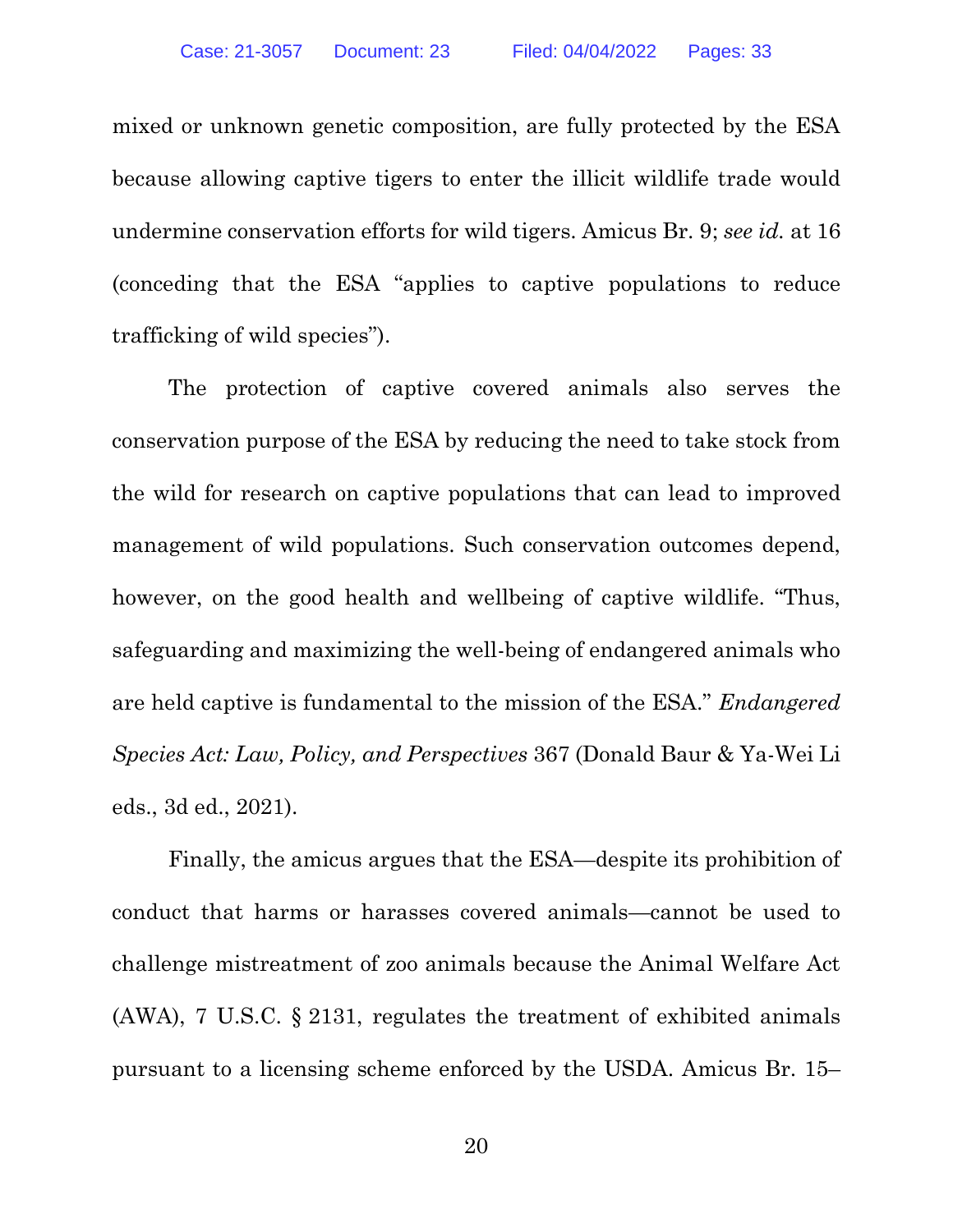mixed or unknown genetic composition, are fully protected by the ESA because allowing captive tigers to enter the illicit wildlife trade would undermine conservation efforts for wild tigers. Amicus Br. 9; *see id.* at 16 (conceding that the ESA "applies to captive populations to reduce trafficking of wild species").

The protection of captive covered animals also serves the conservation purpose of the ESA by reducing the need to take stock from the wild for research on captive populations that can lead to improved management of wild populations. Such conservation outcomes depend, however, on the good health and wellbeing of captive wildlife. "Thus, safeguarding and maximizing the well-being of endangered animals who are held captive is fundamental to the mission of the ESA." *Endangered Species Act: Law, Policy, and Perspectives* 367 (Donald Baur & Ya-Wei Li eds., 3d ed., 2021).

Finally, the amicus argues that the ESA—despite its prohibition of conduct that harms or harasses covered animals—cannot be used to challenge mistreatment of zoo animals because the Animal Welfare Act (AWA), 7 U.S.C. § 2131, regulates the treatment of exhibited animals pursuant to a licensing scheme enforced by the USDA. Amicus Br. 15–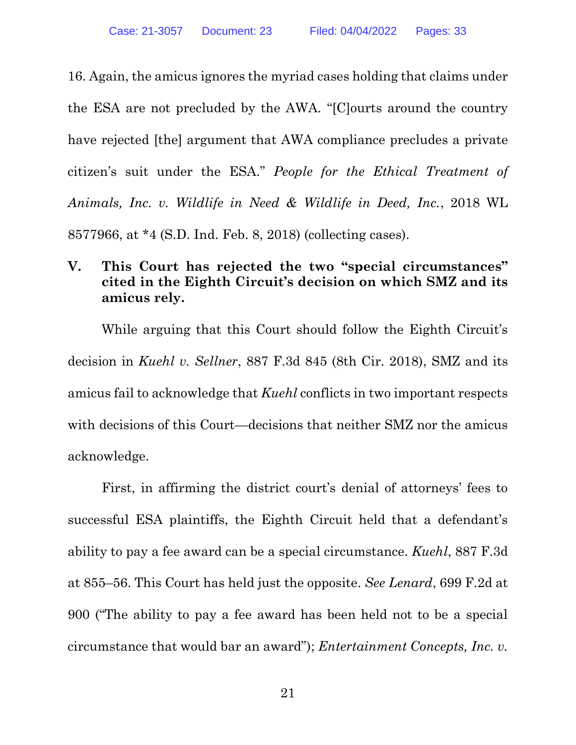16. Again, the amicus ignores the myriad cases holding that claims under the ESA are not precluded by the AWA. "[C]ourts around the country have rejected [the] argument that AWA compliance precludes a private citizen's suit under the ESA." *People for the Ethical Treatment of Animals, Inc. v. Wildlife in Need & Wildlife in Deed, Inc.*, 2018 WL 8577966, at *4 (S.D. Ind. Feb. 8, 2018) (collecting cases).

## V. This Court has rejected the two "special circumstances" cited in the Eighth Circuit's decision on which SMZ and its amicus rely.

While arguing that this Court should follow the Eighth Circuit's decision in *Kuehl v. Sellner*, 887 F.3d 845 (8th Cir. 2018), SMZ and its amicus fail to acknowledge that *Kuehl* conflicts in two important respects with decisions of this Court—decisions that neither SMZ nor the amicus acknowledge.

First, in affirming the district court's denial of attorneys' fees to successful ESA plaintiffs, the Eighth Circuit held that a defendant's ability to pay a fee award can be a special circumstance. *Kuehl*, 887 F.3d at 855–56. This Court has held just the opposite. *See Lenard*, 699 F.2d at 900 ("The ability to pay a fee award has been held not to be a special circumstance that would bar an award"); *Entertainment Concepts, Inc. v.*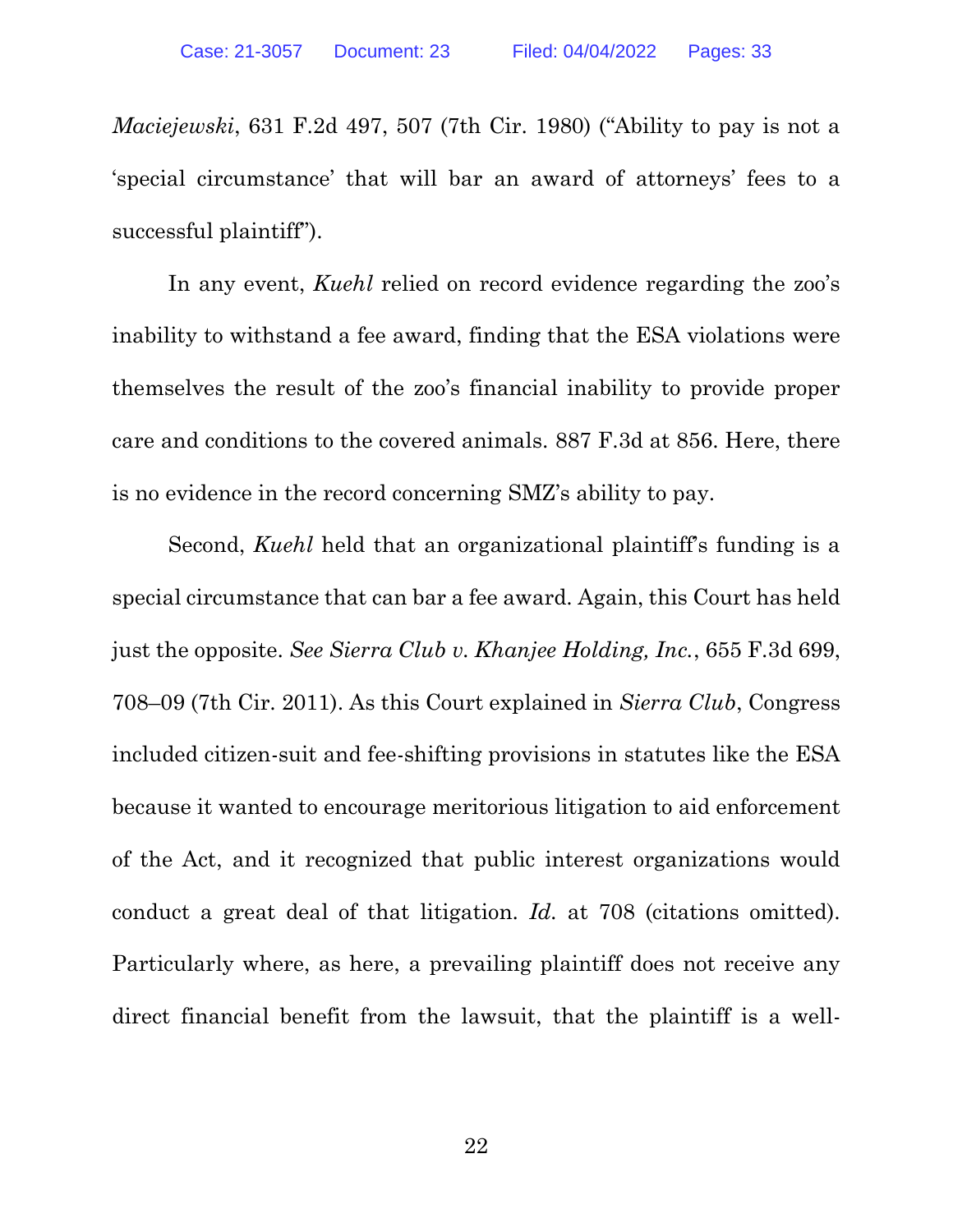*Maciejewski*, 631 F.2d 497, 507 (7th Cir. 1980) ("Ability to pay is not a 'special circumstance' that will bar an award of attorneys' fees to a successful plaintiff").

In any event, *Kuehl* relied on record evidence regarding the zoo's inability to withstand a fee award, finding that the ESA violations were themselves the result of the zoo's financial inability to provide proper care and conditions to the covered animals. 887 F.3d at 856. Here, there is no evidence in the record concerning SMZ's ability to pay.

Second, *Kuehl* held that an organizational plaintiff's funding is a special circumstance that can bar a fee award. Again, this Court has held just the opposite. *See Sierra Club v. Khanjee Holding, Inc.*, 655 F.3d 699, 708–09 (7th Cir. 2011). As this Court explained in *Sierra Club*, Congress included citizen-suit and fee-shifting provisions in statutes like the ESA because it wanted to encourage meritorious litigation to aid enforcement of the Act, and it recognized that public interest organizations would conduct a great deal of that litigation. *Id.* at 708 (citations omitted). Particularly where, as here, a prevailing plaintiff does not receive any direct financial benefit from the lawsuit, that the plaintiff is a well-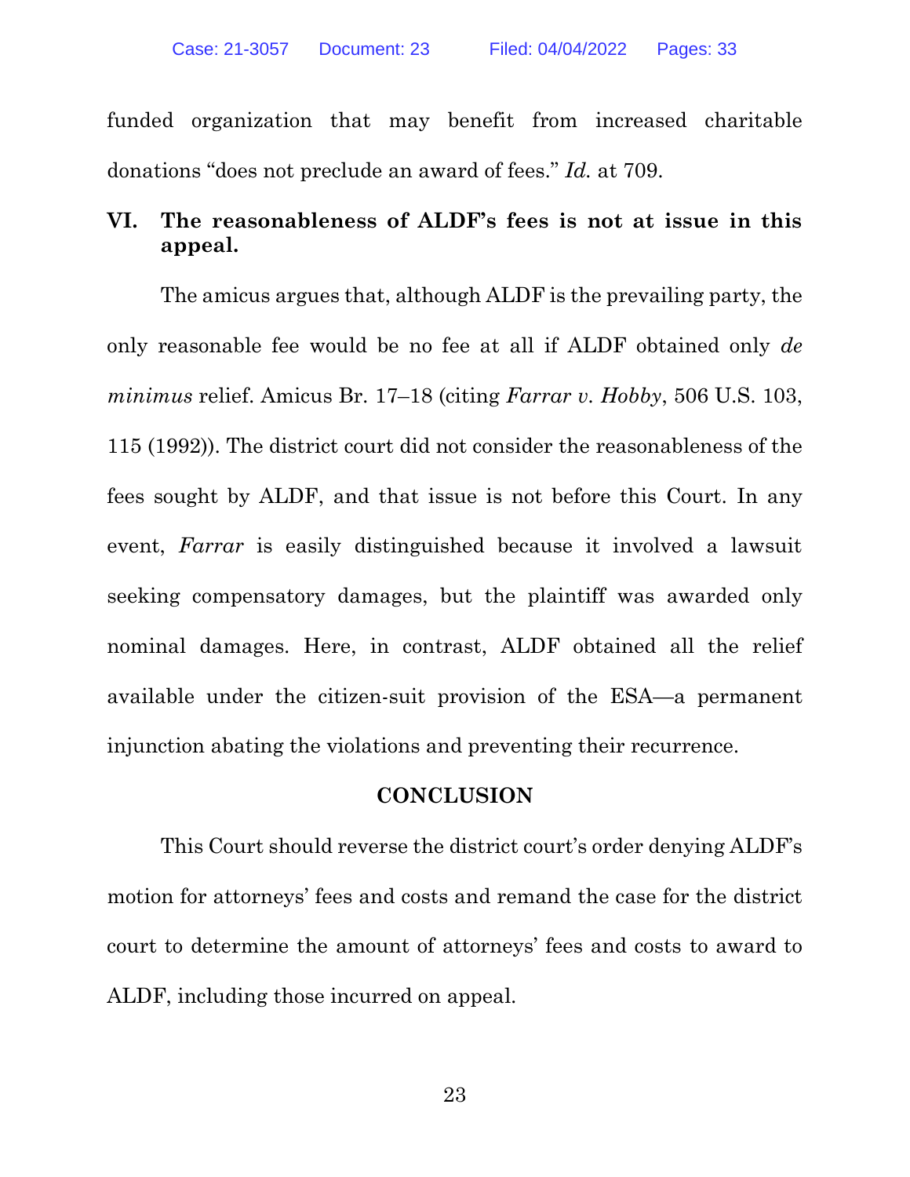funded organization that may benefit from increased charitable donations "does not preclude an award of fees." *Id.* at 709.

## VI. The reasonableness of ALDF's fees is not at issue in this appeal.

The amicus argues that, although ALDF is the prevailing party, the only reasonable fee would be no fee at all if ALDF obtained only *de minimus* relief. Amicus Br. 17–18 (citing *Farrar v. Hobby*, 506 U.S. 103, 115 (1992)). The district court did not consider the reasonableness of the fees sought by ALDF, and that issue is not before this Court. In any event, *Farrar* is easily distinguished because it involved a lawsuit seeking compensatory damages, but the plaintiff was awarded only nominal damages. Here, in contrast, ALDF obtained all the relief available under the citizen-suit provision of the ESA—a permanent injunction abating the violations and preventing their recurrence.

## CONCLUSION

This Court should reverse the district court's order denying ALDF's motion for attorneys' fees and costs and remand the case for the district court to determine the amount of attorneys' fees and costs to award to ALDF, including those incurred on appeal.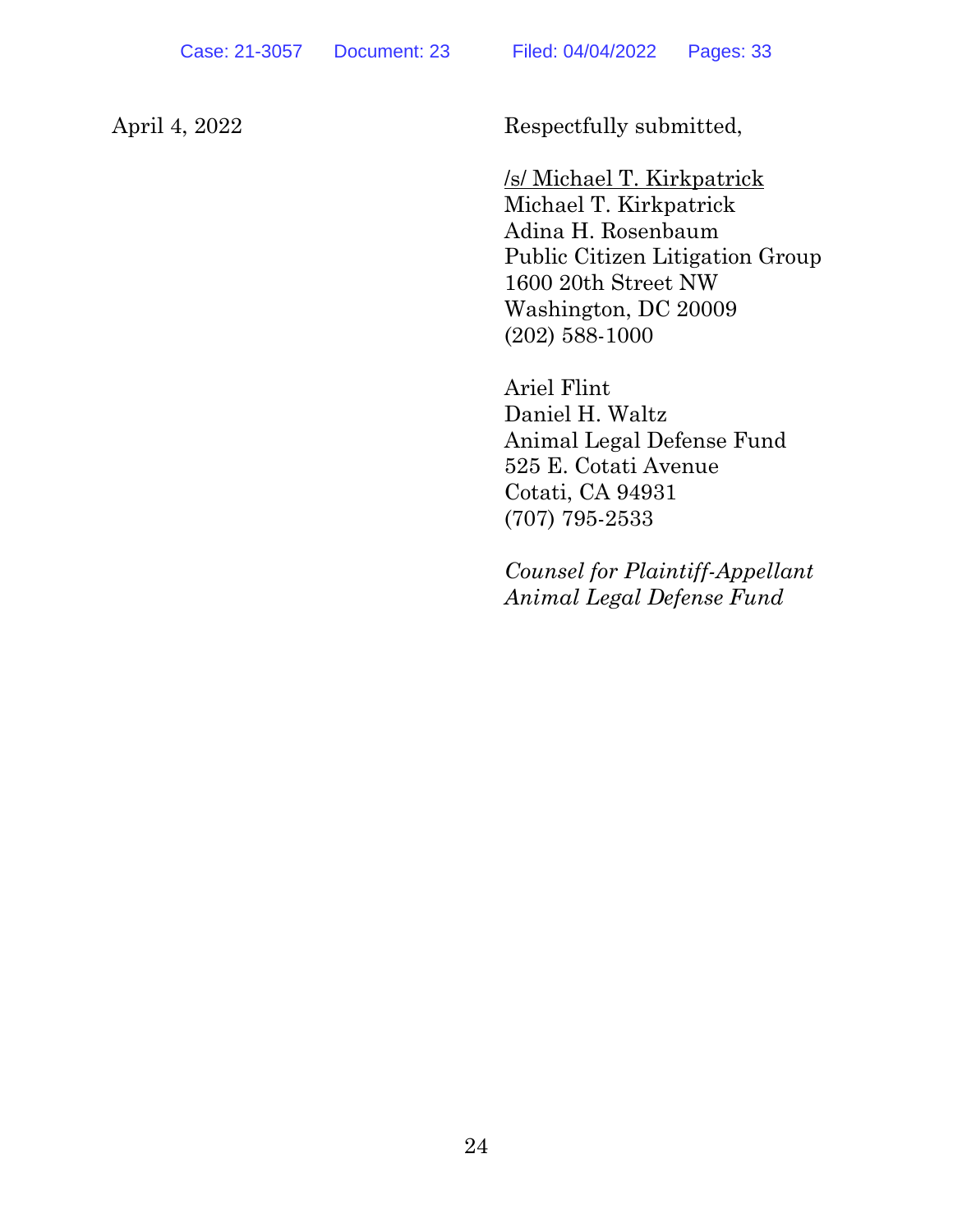April 4, 2022

Respectfully submitted,

/s/ Michael T. Kirkpatrick
Michael T. Kirkpatrick
Adina H. Rosenbaum
Public Citizen Litigation Group
1600 20th Street NW
Washington, DC 20009
(202) 588-1000

Ariel Flint
Daniel H. Waltz
Animal Legal Defense Fund
525 E. Cotati Avenue
Cotati, CA 94931
(707) 795-2533

*Counsel for Plaintiff-Appellant Animal Legal Defense Fund*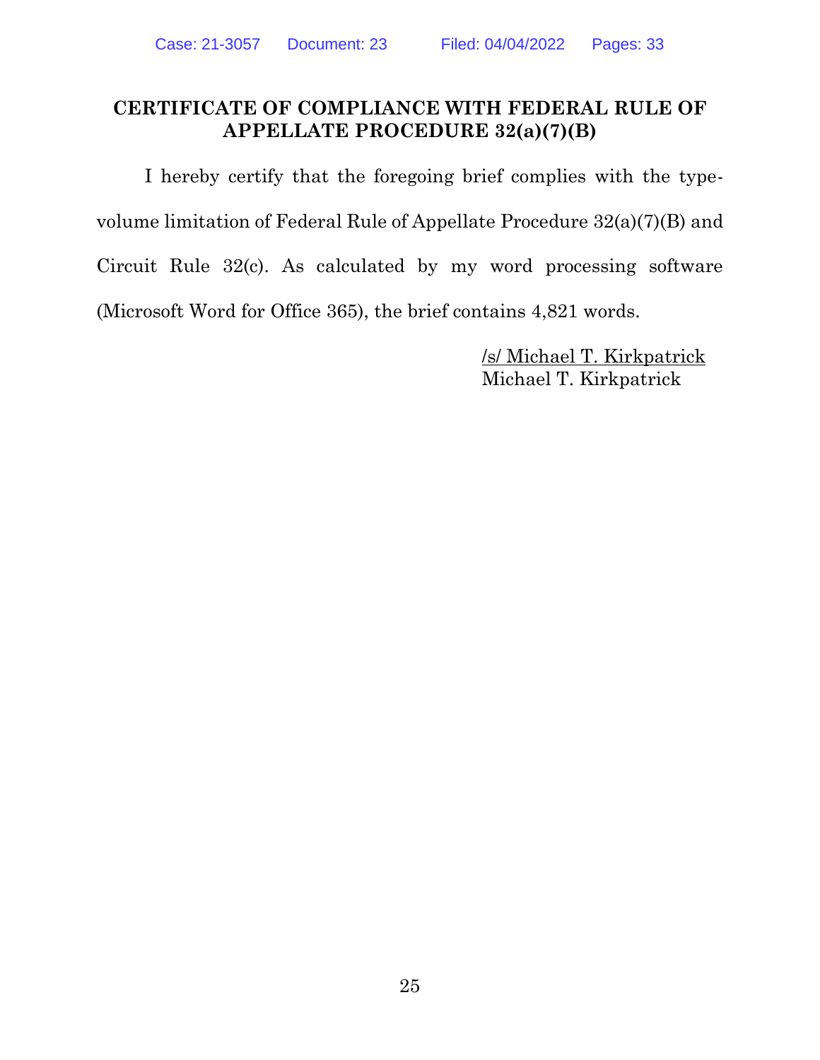## CERTIFICATE OF COMPLIANCE WITH FEDERAL RULE OF APPELLATE PROCEDURE 32(a)(7)(B)

I hereby certify that the foregoing brief complies with the type-volume limitation of Federal Rule of Appellate Procedure 32(a)(7)(B) and Circuit Rule 32(c). As calculated by my word processing software (Microsoft Word for Office 365), the brief contains 4,821 words.

/s/ Michael T. Kirkpatrick
Michael T. Kirkpatrick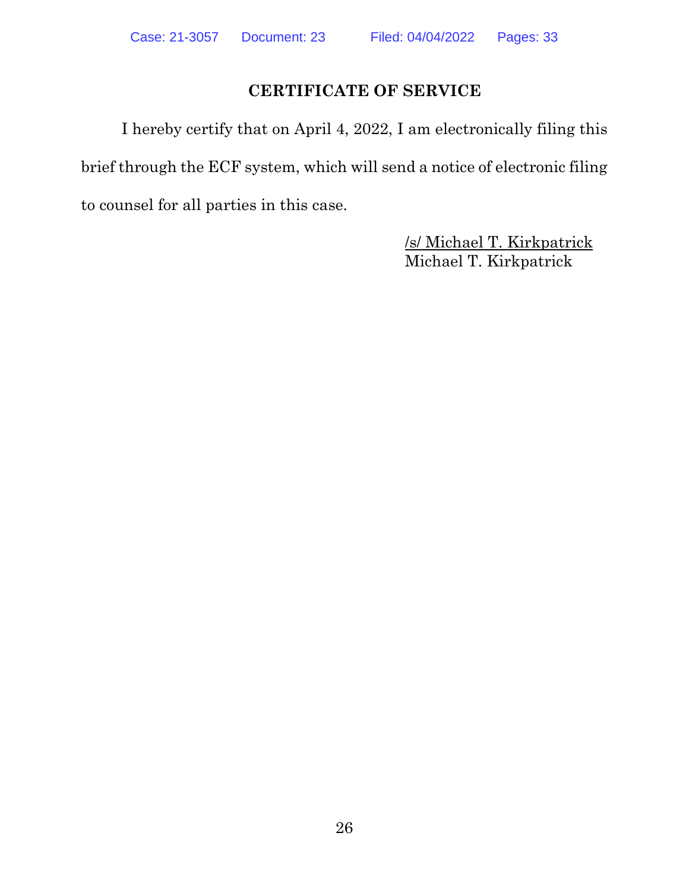## CERTIFICATE OF SERVICE

I hereby certify that on April 4, 2022, I am electronically filing this brief through the ECF system, which will send a notice of electronic filing to counsel for all parties in this case.

/s/ Michael T. Kirkpatrick
Michael T. Kirkpatrick